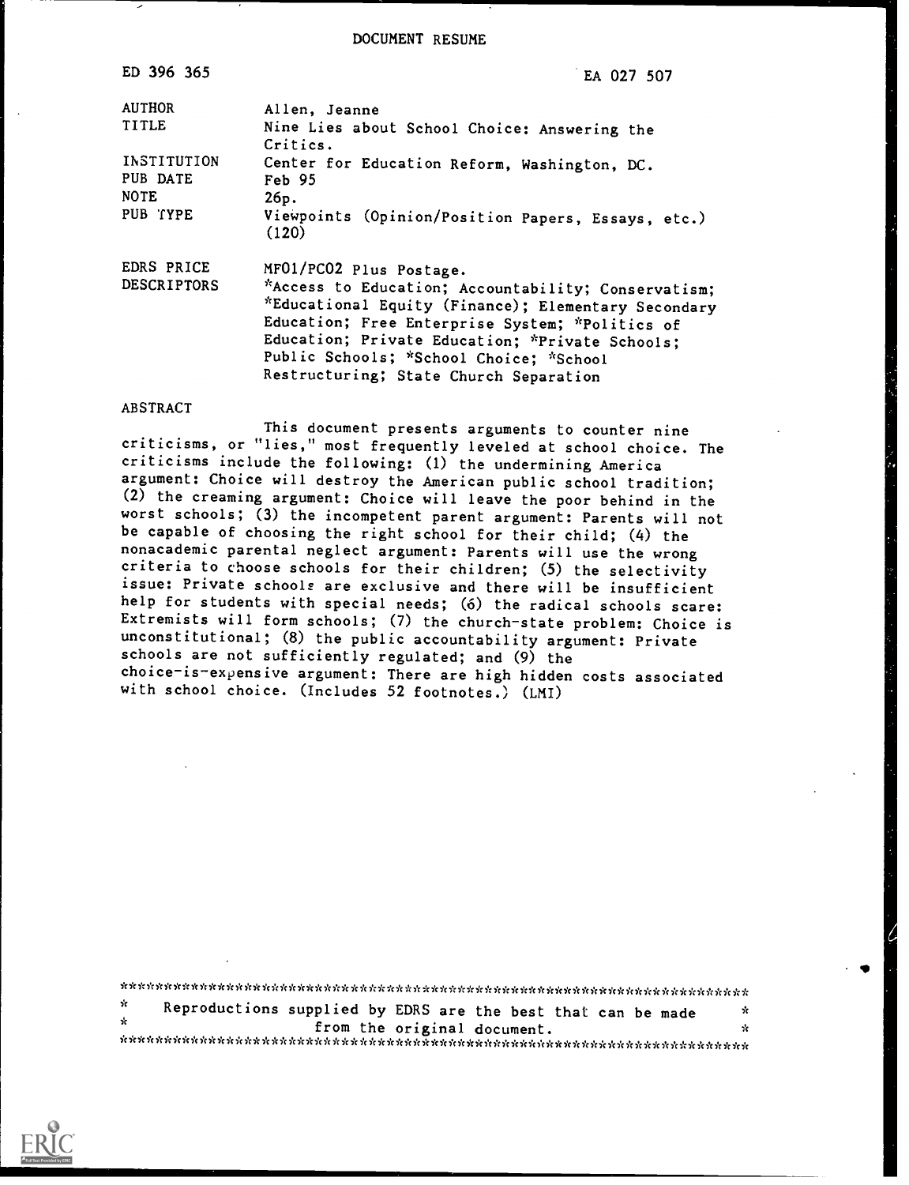DOCUMENT RESUME

ED 396 365 EA 027 507

| | |
|---|---|
| AUTHOR | Allen, Jeanne |
| TITLE | Nine Lies about School Choice: Answering the Critics. |
| INSTITUTION | Center for Education Reform, Washington, DC. |
| PUB DATE | Feb 95 |
| NOTE | 26p. |
| PUB TYPE | Viewpoints (Opinion/Position Papers, Essays, etc.) (120) |
| EDRS PRICE | MF01/PC02 Plus Postage. |
| DESCRIPTORS | *Access to Education; Accountability; Conservatism; *Educational Equity (Finance); Elementary Secondary Education; Free Enterprise System; *Politics of Education; Private Education; *Private Schools; Public Schools; *School Choice; *School Restructuring; State Church Separation |

ABSTRACT

This document presents arguments to counter nine criticisms, or "lies," most frequently leveled at school choice. The criticisms include the following: (1) the undermining America argument: Choice will destroy the American public school tradition; (2) the creaming argument: Choice will leave the poor behind in the worst schools; (3) the incompetent parent argument: Parents will not be capable of choosing the right school for their child; (4) the nonacademic parental neglect argument: Parents will use the wrong criteria to choose schools for their children; (5) the selectivity issue: Private schools are exclusive and there will be insufficient help for students with special needs; (6) the radical schools scare: Extremists will form schools; (7) the church-state problem: Choice is unconstitutional; (8) the public accountability argument: Private schools are not sufficiently regulated; and (9) the choice-is-expensive argument: There are high hidden costs associated with school choice. (Includes 52 footnotes.) (LMI)

***********************************************************************
* Reproductions supplied by EDRS are the best that can be made *
* from the original document. *
***********************************************************************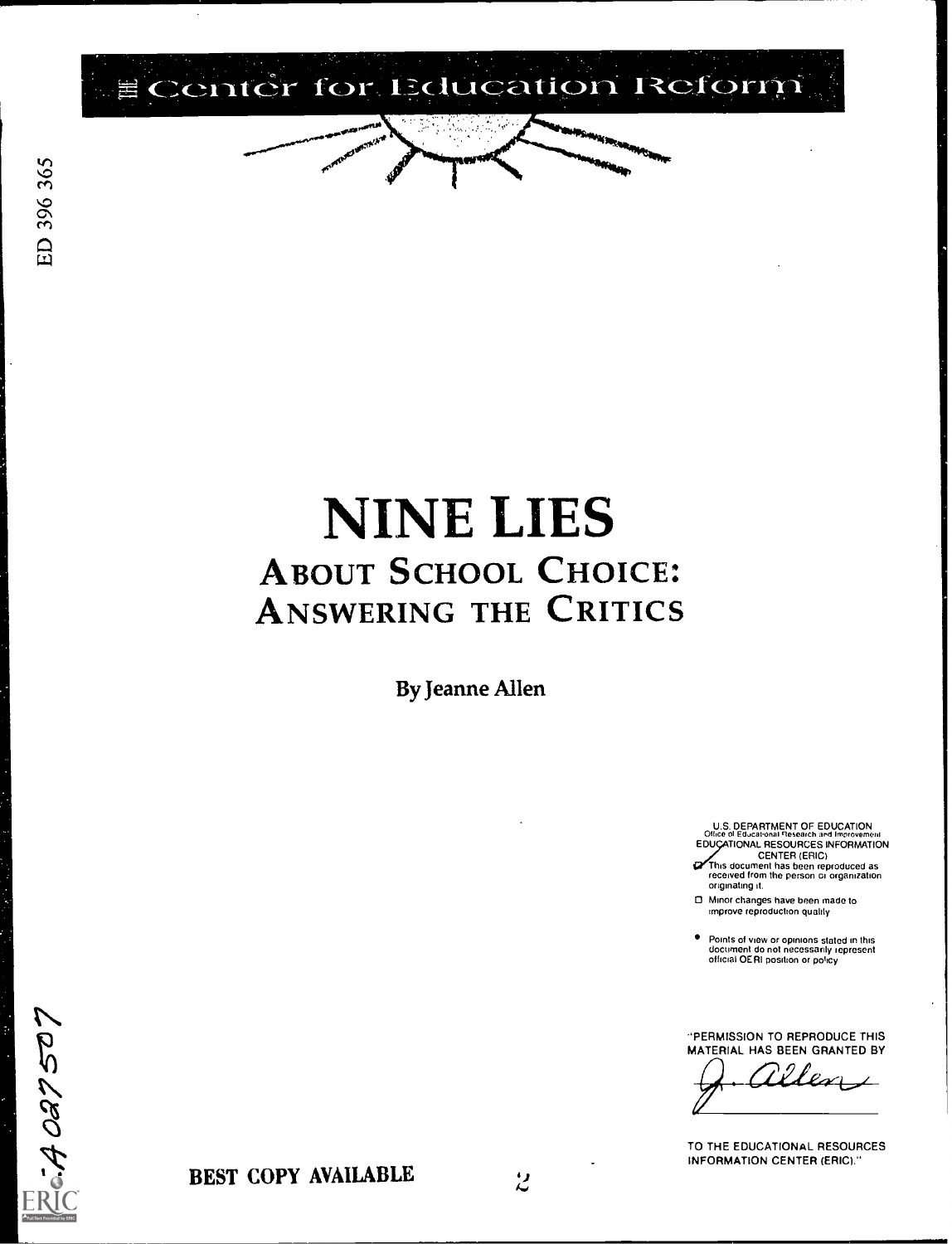THE Center for Education Reform

ED 396 365

# NINE LIES

## ABOUT SCHOOL CHOICE: ANSWERING THE CRITICS

By Jeanne Allen

U.S. DEPARTMENT OF EDUCATION
Office of Educational Research and Improvement
EDUCATIONAL RESOURCES INFORMATION CENTER (ERIC)

- ☑ This document has been reproduced as received from the person or organization originating it.
- ☐ Minor changes have been made to improve reproduction quality.
- Points of view or opinions stated in this document do not necessarily represent official OERI position or policy

"PERMISSION TO REPRODUCE THIS MATERIAL HAS BEEN GRANTED BY

J. Allen

TO THE EDUCATIONAL RESOURCES INFORMATION CENTER (ERIC)."

EA 027 507

BEST COPY AVAILABLE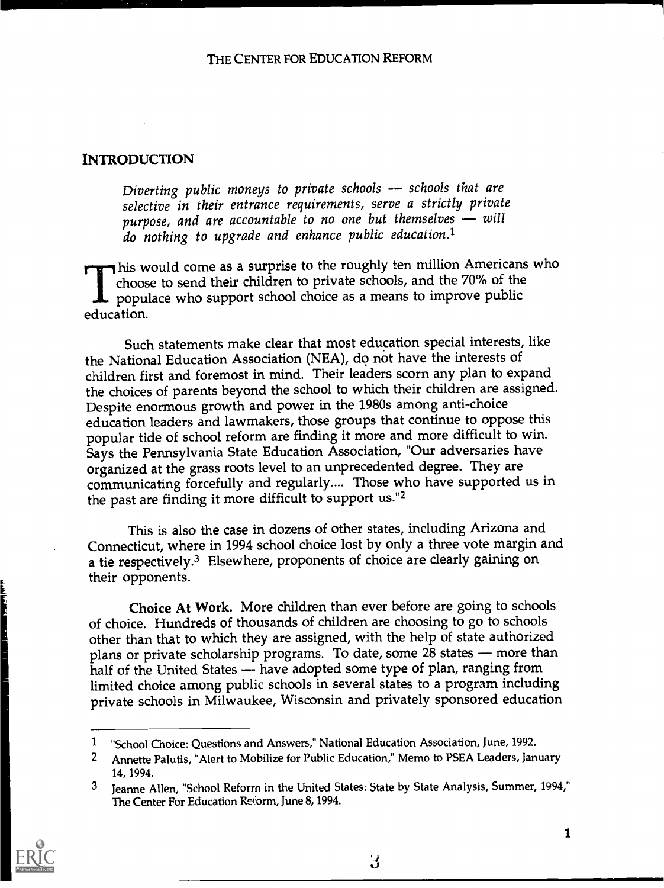## INTRODUCTION

> *Diverting public moneys to private schools — schools that are selective in their entrance requirements, serve a strictly private purpose, and are accountable to no one but themselves — will do nothing to upgrade and enhance public education.*[1]

This would come as a surprise to the roughly ten million Americans who choose to send their children to private schools, and the 70% of the populace who support school choice as a means to improve public education.

Such statements make clear that most education special interests, like the National Education Association (NEA), do not have the interests of children first and foremost in mind. Their leaders scorn any plan to expand the choices of parents beyond the school to which their children are assigned. Despite enormous growth and power in the 1980s among anti-choice education leaders and lawmakers, those groups that continue to oppose this popular tide of school reform are finding it more and more difficult to win. Says the Pennsylvania State Education Association, "Our adversaries have organized at the grass roots level to an unprecedented degree. They are communicating forcefully and regularly.... Those who have supported us in the past are finding it more difficult to support us."[2]

This is also the case in dozens of other states, including Arizona and Connecticut, where in 1994 school choice lost by only a three vote margin and a tie respectively.[3] Elsewhere, proponents of choice are clearly gaining on their opponents.

**Choice At Work.** More children than ever before are going to schools of choice. Hundreds of thousands of children are choosing to go to schools other than that to which they are assigned, with the help of state authorized plans or private scholarship programs. To date, some 28 states — more than half of the United States — have adopted some type of plan, ranging from limited choice among public schools in several states to a program including private schools in Milwaukee, Wisconsin and privately sponsored education

---

1 "School Choice: Questions and Answers," National Education Association, June, 1992.

2 Annette Palutis, "Alert to Mobilize for Public Education," Memo to PSEA Leaders, January 14, 1994.

3 Jeanne Allen, "School Reform in the United States: State by State Analysis, Summer, 1994," The Center For Education Reform, June 8, 1994.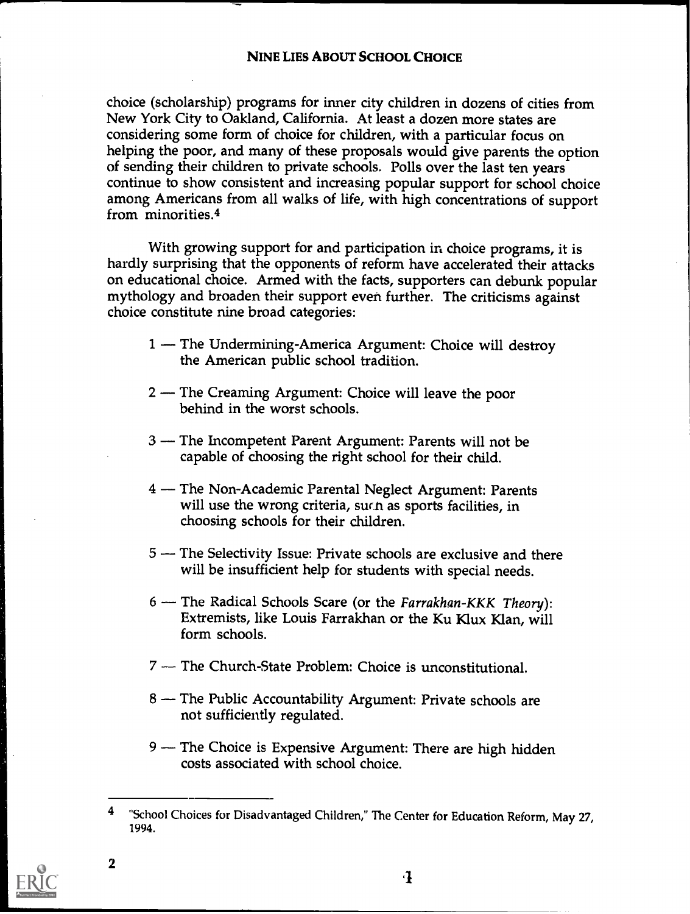choice (scholarship) programs for inner city children in dozens of cities from New York City to Oakland, California. At least a dozen more states are considering some form of choice for children, with a particular focus on helping the poor, and many of these proposals would give parents the option of sending their children to private schools. Polls over the last ten years continue to show consistent and increasing popular support for school choice among Americans from all walks of life, with high concentrations of support from minorities.[4]

With growing support for and participation in choice programs, it is hardly surprising that the opponents of reform have accelerated their attacks on educational choice. Armed with the facts, supporters can debunk popular mythology and broaden their support even further. The criticisms against choice constitute nine broad categories:

1 — The Undermining-America Argument: Choice will destroy the American public school tradition.

2 — The Creaming Argument: Choice will leave the poor behind in the worst schools.

3 — The Incompetent Parent Argument: Parents will not be capable of choosing the right school for their child.

4 — The Non-Academic Parental Neglect Argument: Parents will use the wrong criteria, such as sports facilities, in choosing schools for their children.

5 — The Selectivity Issue: Private schools are exclusive and there will be insufficient help for students with special needs.

6 — The Radical Schools Scare (or the *Farrakhan-KKK Theory*): Extremists, like Louis Farrakhan or the Ku Klux Klan, will form schools.

7 — The Church-State Problem: Choice is unconstitutional.

8 — The Public Accountability Argument: Private schools are not sufficiently regulated.

9 — The Choice is Expensive Argument: There are high hidden costs associated with school choice.

---

4 "School Choices for Disadvantaged Children," The Center for Education Reform, May 27, 1994.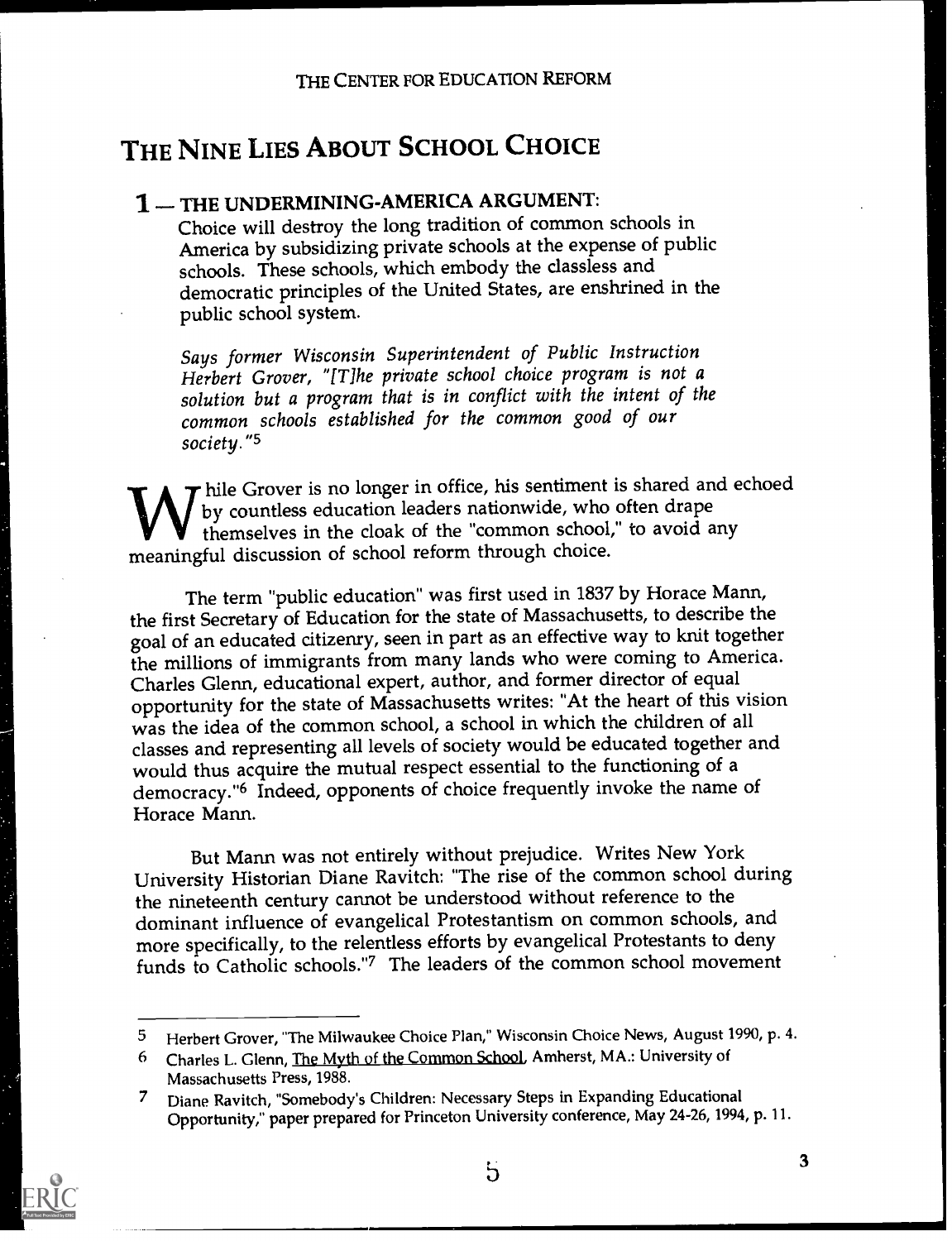# THE NINE LIES ABOUT SCHOOL CHOICE

## 1 — THE UNDERMINING-AMERICA ARGUMENT:

Choice will destroy the long tradition of common schools in America by subsidizing private schools at the expense of public schools. These schools, which embody the classless and democratic principles of the United States, are enshrined in the public school system.

*Says former Wisconsin Superintendent of Public Instruction Herbert Grover, "[T]he private school choice program is not a solution but a program that is in conflict with the intent of the common schools established for the common good of our society."*[5]

While Grover is no longer in office, his sentiment is shared and echoed by countless education leaders nationwide, who often drape themselves in the cloak of the "common school," to avoid any meaningful discussion of school reform through choice.

The term "public education" was first used in 1837 by Horace Mann, the first Secretary of Education for the state of Massachusetts, to describe the goal of an educated citizenry, seen in part as an effective way to knit together the millions of immigrants from many lands who were coming to America. Charles Glenn, educational expert, author, and former director of equal opportunity for the state of Massachusetts writes: "At the heart of this vision was the idea of the common school, a school in which the children of all classes and representing all levels of society would be educated together and would thus acquire the mutual respect essential to the functioning of a democracy."[6] Indeed, opponents of choice frequently invoke the name of Horace Mann.

But Mann was not entirely without prejudice. Writes New York University Historian Diane Ravitch: "The rise of the common school during the nineteenth century cannot be understood without reference to the dominant influence of evangelical Protestantism on common schools, and more specifically, to the relentless efforts by evangelical Protestants to deny funds to Catholic schools."[7] The leaders of the common school movement

---

5 Herbert Grover, "The Milwaukee Choice Plan," Wisconsin Choice News, August 1990, p. 4.

6 Charles L. Glenn, The Myth of the Common School, Amherst, MA.: University of Massachusetts Press, 1988.

7 Diane Ravitch, "Somebody's Children: Necessary Steps in Expanding Educational Opportunity," paper prepared for Princeton University conference, May 24-26, 1994, p. 11.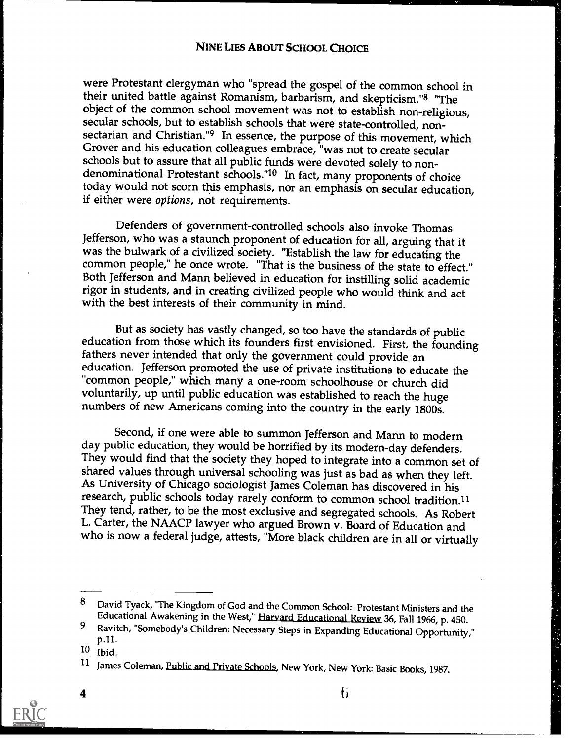were Protestant clergyman who "spread the gospel of the common school in their united battle against Romanism, barbarism, and skepticism."[8] "The object of the common school movement was not to establish non-religious, secular schools, but to establish schools that were state-controlled, non-sectarian and Christian."[9] In essence, the purpose of this movement, which Grover and his education colleagues embrace, "was not to create secular schools but to assure that all public funds were devoted solely to non-denominational Protestant schools."[10] In fact, many proponents of choice today would not scorn this emphasis, nor an emphasis on secular education, if either were *options*, not requirements.

Defenders of government-controlled schools also invoke Thomas Jefferson, who was a staunch proponent of education for all, arguing that it was the bulwark of a civilized society. "Establish the law for educating the common people," he once wrote. "That is the business of the state to effect." Both Jefferson and Mann believed in education for instilling solid academic rigor in students, and in creating civilized people who would think and act with the best interests of their community in mind.

But as society has vastly changed, so too have the standards of public education from those which its founders first envisioned. First, the founding fathers never intended that only the government could provide an education. Jefferson promoted the use of private institutions to educate the "common people," which many a one-room schoolhouse or church did voluntarily, up until public education was established to reach the huge numbers of new Americans coming into the country in the early 1800s.

Second, if one were able to summon Jefferson and Mann to modern day public education, they would be horrified by its modern-day defenders. They would find that the society they hoped to integrate into a common set of shared values through universal schooling was just as bad as when they left. As University of Chicago sociologist James Coleman has discovered in his research, public schools today rarely conform to common school tradition.[11] They tend, rather, to be the most exclusive and segregated schools. As Robert L. Carter, the NAACP lawyer who argued Brown v. Board of Education and who is now a federal judge, attests, "More black children are in all or virtually

---

8 David Tyack, "The Kingdom of God and the Common School: Protestant Ministers and the Educational Awakening in the West," Harvard Educational Review 36, Fall 1966, p. 450.

9 Ravitch, "Somebody's Children: Necessary Steps in Expanding Educational Opportunity," p.11.

10 Ibid.

11 James Coleman, Public and Private Schools, New York, New York: Basic Books, 1987.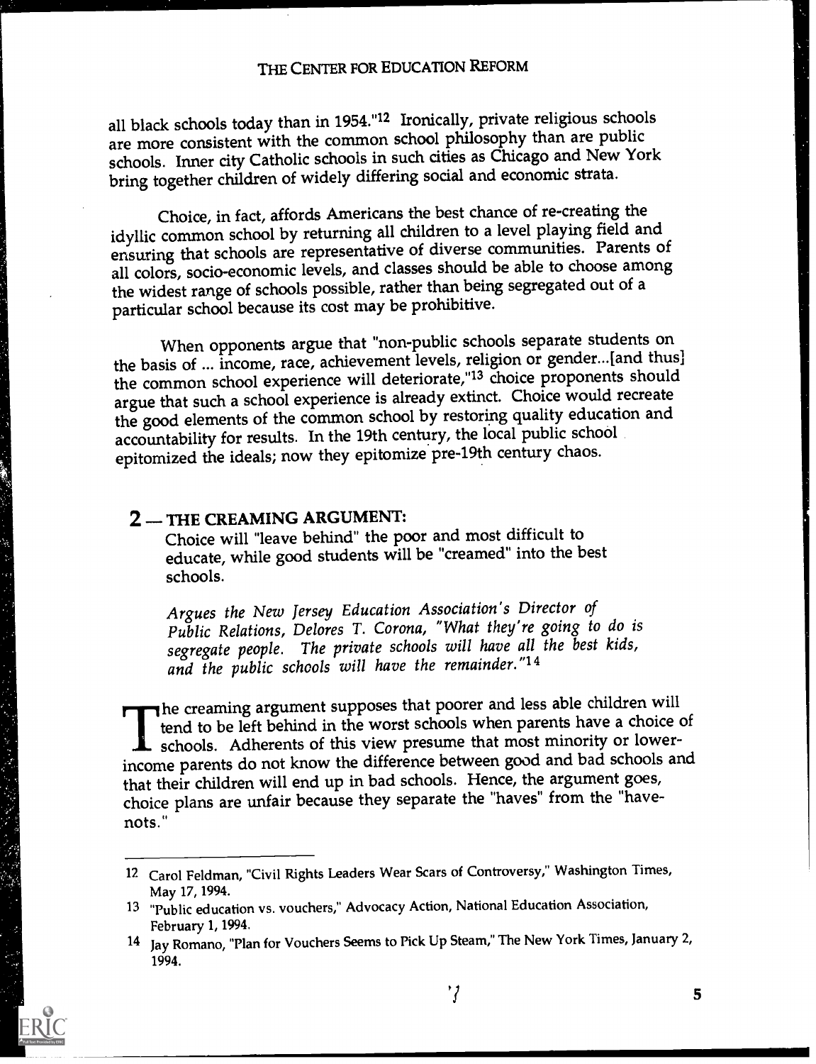all black schools today than in 1954."[12] Ironically, private religious schools are more consistent with the common school philosophy than are public schools. Inner city Catholic schools in such cities as Chicago and New York bring together children of widely differing social and economic strata.

Choice, in fact, affords Americans the best chance of re-creating the idyllic common school by returning all children to a level playing field and ensuring that schools are representative of diverse communities. Parents of all colors, socio-economic levels, and classes should be able to choose among the widest range of schools possible, rather than being segregated out of a particular school because its cost may be prohibitive.

When opponents argue that "non-public schools separate students on the basis of ... income, race, achievement levels, religion or gender...[and thus] the common school experience will deteriorate,"[13] choice proponents should argue that such a school experience is already extinct. Choice would recreate the good elements of the common school by restoring quality education and accountability for results. In the 19th century, the local public school epitomized the ideals; now they epitomize pre-19th century chaos.

## 2 — THE CREAMING ARGUMENT:

Choice will "leave behind" the poor and most difficult to educate, while good students will be "creamed" into the best schools.

*Argues the New Jersey Education Association's Director of Public Relations, Delores T. Corona, "What they're going to do is segregate people. The private schools will have all the best kids, and the public schools will have the remainder."*[14]

The creaming argument supposes that poorer and less able children will tend to be left behind in the worst schools when parents have a choice of schools. Adherents of this view presume that most minority or lower-income parents do not know the difference between good and bad schools and that their children will end up in bad schools. Hence, the argument goes, choice plans are unfair because they separate the "haves" from the "have-nots."

---

12 Carol Feldman, "Civil Rights Leaders Wear Scars of Controversy," Washington Times, May 17, 1994.

13 "Public education vs. vouchers," Advocacy Action, National Education Association, February 1, 1994.

14 Jay Romano, "Plan for Vouchers Seems to Pick Up Steam," The New York Times, January 2, 1994.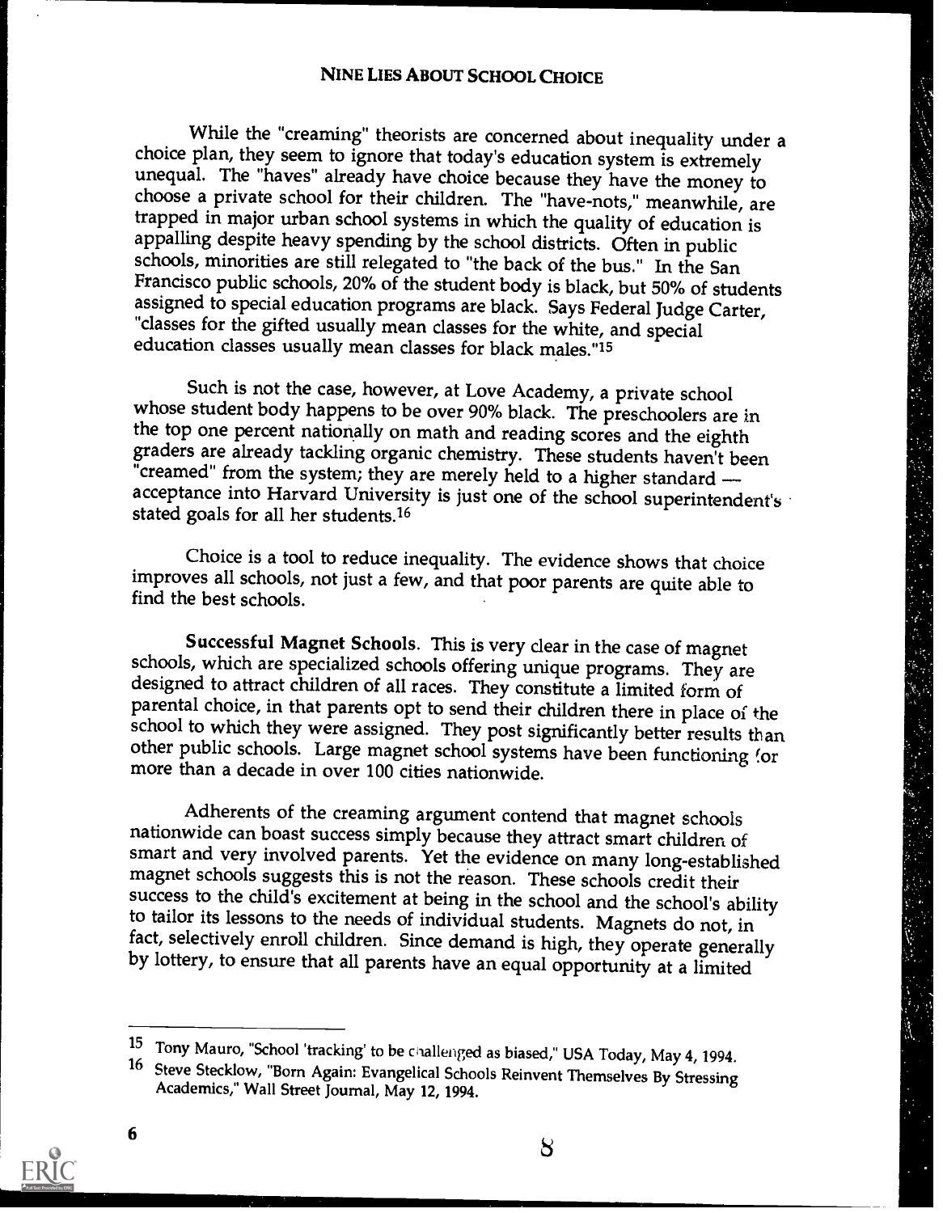While the "creaming" theorists are concerned about inequality under a choice plan, they seem to ignore that today's education system is extremely unequal. The "haves" already have choice because they have the money to choose a private school for their children. The "have-nots," meanwhile, are trapped in major urban school systems in which the quality of education is appalling despite heavy spending by the school districts. Often in public schools, minorities are still relegated to "the back of the bus." In the San Francisco public schools, 20% of the student body is black, but 50% of students assigned to special education programs are black. Says Federal Judge Carter, "classes for the gifted usually mean classes for the white, and special education classes usually mean classes for black males."[15]

Such is not the case, however, at Love Academy, a private school whose student body happens to be over 90% black. The preschoolers are in the top one percent nationally on math and reading scores and the eighth graders are already tackling organic chemistry. These students haven't been "creamed" from the system; they are merely held to a higher standard — acceptance into Harvard University is just one of the school superintendent's stated goals for all her students.[16]

Choice is a tool to reduce inequality. The evidence shows that choice improves all schools, not just a few, and that poor parents are quite able to find the best schools.

**Successful Magnet Schools.** This is very clear in the case of magnet schools, which are specialized schools offering unique programs. They are designed to attract children of all races. They constitute a limited form of parental choice, in that parents opt to send their children there in place of the school to which they were assigned. They post significantly better results than other public schools. Large magnet school systems have been functioning for more than a decade in over 100 cities nationwide.

Adherents of the creaming argument contend that magnet schools nationwide can boast success simply because they attract smart children of smart and very involved parents. Yet the evidence on many long-established magnet schools suggests this is not the reason. These schools credit their success to the child's excitement at being in the school and the school's ability to tailor its lessons to the needs of individual students. Magnets do not, in fact, selectively enroll children. Since demand is high, they operate generally by lottery, to ensure that all parents have an equal opportunity at a limited

---

[15] Tony Mauro, "School 'tracking' to be challenged as biased," USA Today, May 4, 1994.

[16] Steve Stecklow, "Born Again: Evangelical Schools Reinvent Themselves By Stressing Academics," Wall Street Journal, May 12, 1994.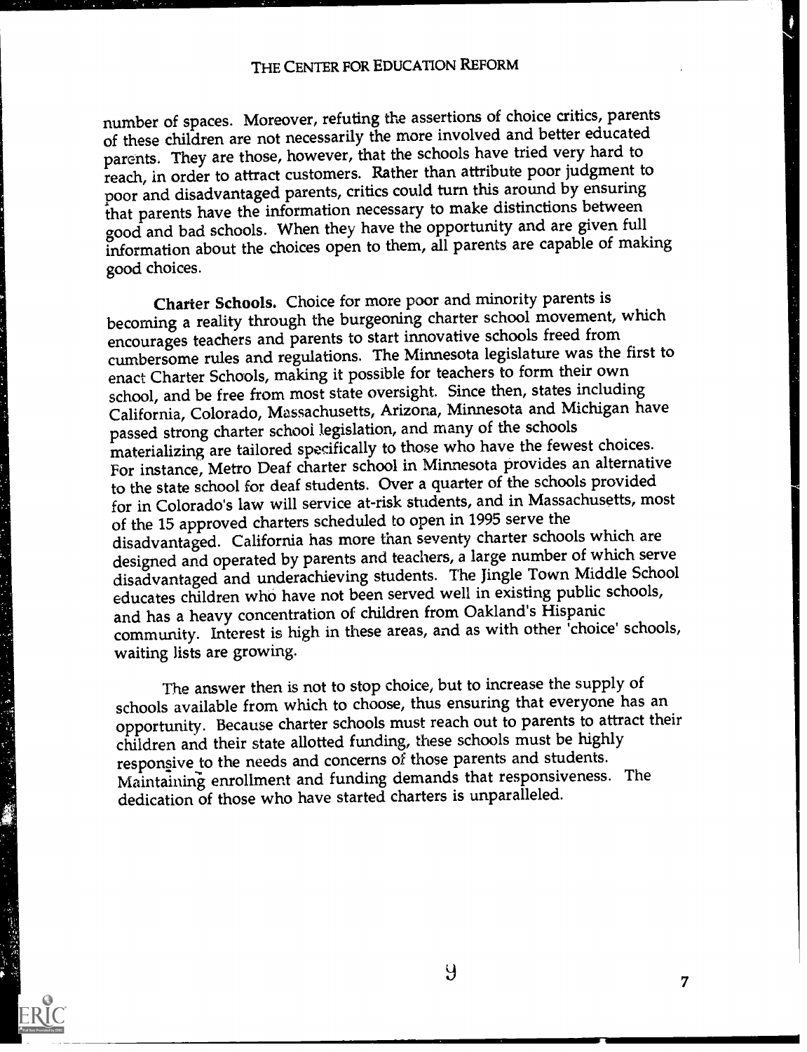number of spaces. Moreover, refuting the assertions of choice critics, parents of these children are not necessarily the more involved and better educated parents. They are those, however, that the schools have tried very hard to reach, in order to attract customers. Rather than attribute poor judgment to poor and disadvantaged parents, critics could turn this around by ensuring that parents have the information necessary to make distinctions between good and bad schools. When they have the opportunity and are given full information about the choices open to them, all parents are capable of making good choices.

**Charter Schools.** Choice for more poor and minority parents is becoming a reality through the burgeoning charter school movement, which encourages teachers and parents to start innovative schools freed from cumbersome rules and regulations. The Minnesota legislature was the first to enact Charter Schools, making it possible for teachers to form their own school, and be free from most state oversight. Since then, states including California, Colorado, Massachusetts, Arizona, Minnesota and Michigan have passed strong charter school legislation, and many of the schools materializing are tailored specifically to those who have the fewest choices. For instance, Metro Deaf charter school in Minnesota provides an alternative to the state school for deaf students. Over a quarter of the schools provided for in Colorado's law will service at-risk students, and in Massachusetts, most of the 15 approved charters scheduled to open in 1995 serve the disadvantaged. California has more than seventy charter schools which are designed and operated by parents and teachers, a large number of which serve disadvantaged and underachieving students. The Jingle Town Middle School educates children who have not been served well in existing public schools, and has a heavy concentration of children from Oakland's Hispanic community. Interest is high in these areas, and as with other 'choice' schools, waiting lists are growing.

The answer then is not to stop choice, but to increase the supply of schools available from which to choose, thus ensuring that everyone has an opportunity. Because charter schools must reach out to parents to attract their children and their state allotted funding, these schools must be highly responsive to the needs and concerns of those parents and students. Maintaining enrollment and funding demands that responsiveness. The dedication of those who have started charters is unparalleled.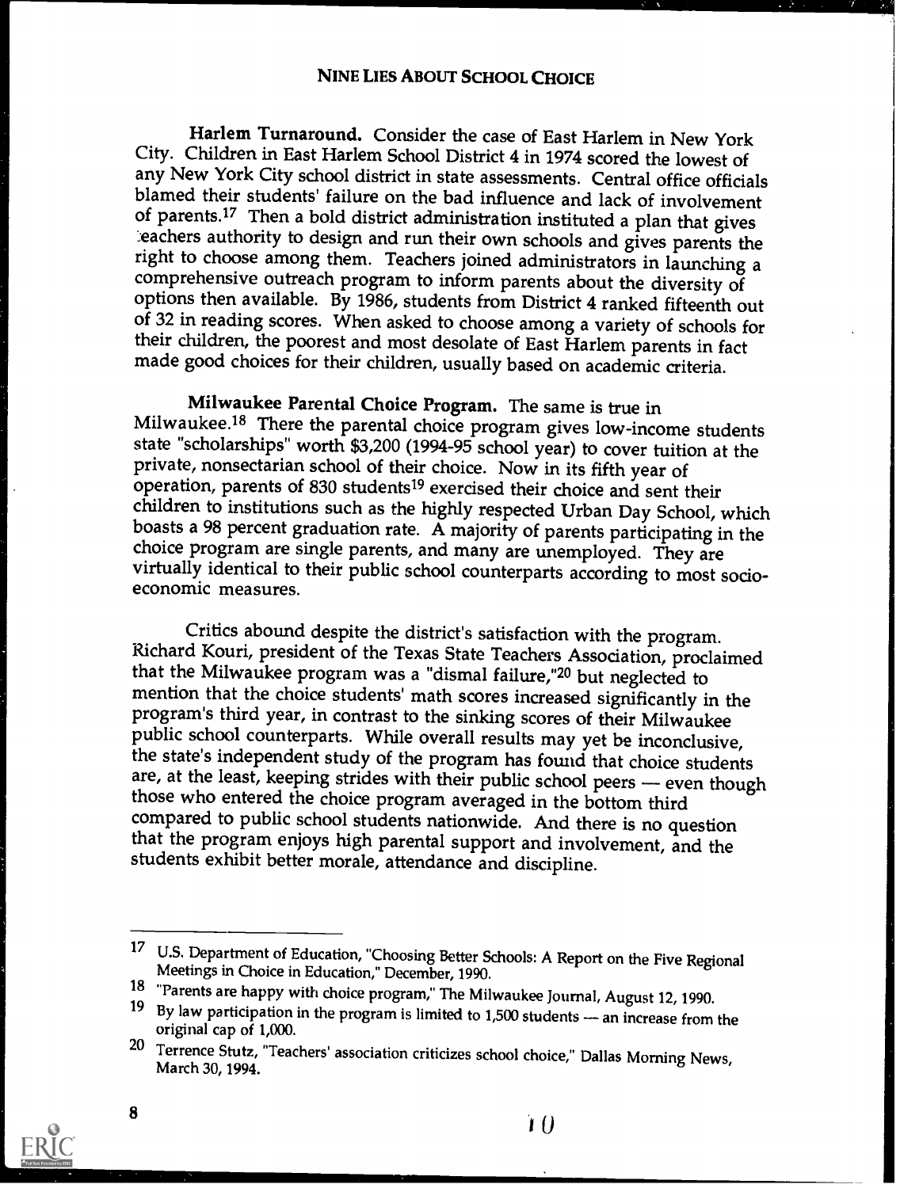**Harlem Turnaround.** Consider the case of East Harlem in New York City. Children in East Harlem School District 4 in 1974 scored the lowest of any New York City school district in state assessments. Central office officials blamed their students' failure on the bad influence and lack of involvement of parents.[17] Then a bold district administration instituted a plan that gives teachers authority to design and run their own schools and gives parents the right to choose among them. Teachers joined administrators in launching a comprehensive outreach program to inform parents about the diversity of options then available. By 1986, students from District 4 ranked fifteenth out of 32 in reading scores. When asked to choose among a variety of schools for their children, the poorest and most desolate of East Harlem parents in fact made good choices for their children, usually based on academic criteria.

**Milwaukee Parental Choice Program.** The same is true in Milwaukee.[18] There the parental choice program gives low-income students state "scholarships" worth $3,200 (1994-95 school year) to cover tuition at the private, nonsectarian school of their choice. Now in its fifth year of operation, parents of 830 students[19] exercised their choice and sent their children to institutions such as the highly respected Urban Day School, which boasts a 98 percent graduation rate. A majority of parents participating in the choice program are single parents, and many are unemployed. They are virtually identical to their public school counterparts according to most socio-economic measures.

Critics abound despite the district's satisfaction with the program. Richard Kouri, president of the Texas State Teachers Association, proclaimed that the Milwaukee program was a "dismal failure,"[20] but neglected to mention that the choice students' math scores increased significantly in the program's third year, in contrast to the sinking scores of their Milwaukee public school counterparts. While overall results may yet be inconclusive, the state's independent study of the program has found that choice students are, at the least, keeping strides with their public school peers — even though those who entered the choice program averaged in the bottom third compared to public school students nationwide. And there is no question that the program enjoys high parental support and involvement, and the students exhibit better morale, attendance and discipline.

---

[17] U.S. Department of Education, "Choosing Better Schools: A Report on the Five Regional Meetings in Choice in Education," December, 1990.

[18] "Parents are happy with choice program," The Milwaukee Journal, August 12, 1990.

[19] By law participation in the program is limited to 1,500 students — an increase from the original cap of 1,000.

[20] Terrence Stutz, "Teachers' association criticizes school choice," Dallas Morning News, March 30, 1994.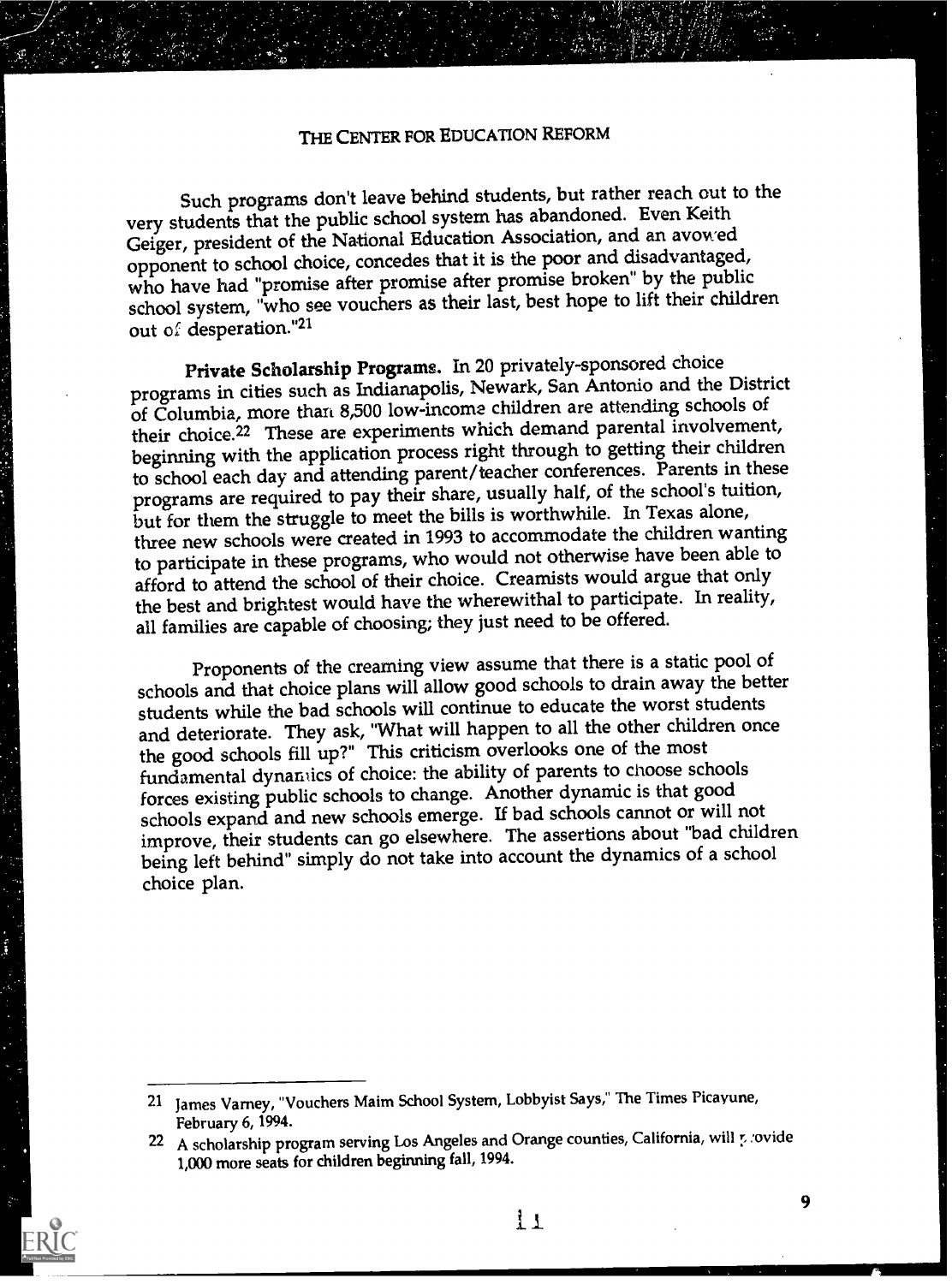Such programs don't leave behind students, but rather reach out to the very students that the public school system has abandoned. Even Keith Geiger, president of the National Education Association, and an avowed opponent to school choice, concedes that it is the poor and disadvantaged, who have had "promise after promise after promise broken" by the public school system, "who see vouchers as their last, best hope to lift their children out of desperation."[21]

**Private Scholarship Programs.** In 20 privately-sponsored choice programs in cities such as Indianapolis, Newark, San Antonio and the District of Columbia, more than 8,500 low-income children are attending schools of their choice.[22] These are experiments which demand parental involvement, beginning with the application process right through to getting their children to school each day and attending parent/teacher conferences. Parents in these programs are required to pay their share, usually half, of the school's tuition, but for them the struggle to meet the bills is worthwhile. In Texas alone, three new schools were created in 1993 to accommodate the children wanting to participate in these programs, who would not otherwise have been able to afford to attend the school of their choice. Creamists would argue that only the best and brightest would have the wherewithal to participate. In reality, all families are capable of choosing; they just need to be offered.

Proponents of the creaming view assume that there is a static pool of schools and that choice plans will allow good schools to drain away the better students while the bad schools will continue to educate the worst students and deteriorate. They ask, "What will happen to all the other children once the good schools fill up?" This criticism overlooks one of the most fundamental dynamics of choice: the ability of parents to choose schools forces existing public schools to change. Another dynamic is that good schools expand and new schools emerge. If bad schools cannot or will not improve, their students can go elsewhere. The assertions about "bad children being left behind" simply do not take into account the dynamics of a school choice plan.

---

21 James Varney, "Vouchers Maim School System, Lobbyist Says," The Times Picayune, February 6, 1994.

22 A scholarship program serving Los Angeles and Orange counties, California, will provide 1,000 more seats for children beginning fall, 1994.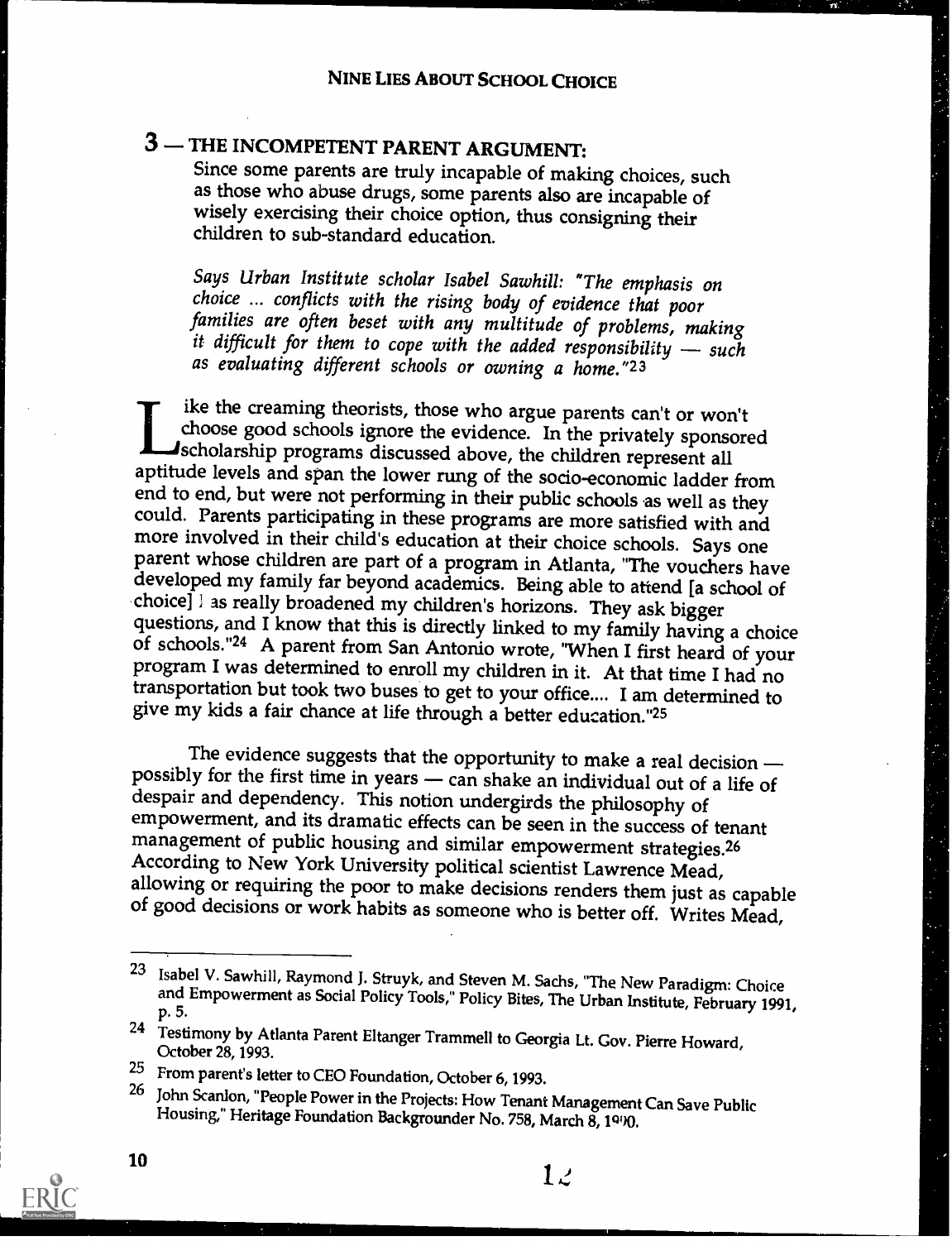## 3 — THE INCOMPETENT PARENT ARGUMENT:

Since some parents are truly incapable of making choices, such as those who abuse drugs, some parents also are incapable of wisely exercising their choice option, thus consigning their children to sub-standard education.

*Says Urban Institute scholar Isabel Sawhill: "The emphasis on choice ... conflicts with the rising body of evidence that poor families are often beset with any multitude of problems, making it difficult for them to cope with the added responsibility — such as evaluating different schools or owning a home."*[23]

Like the creaming theorists, those who argue parents can't or won't choose good schools ignore the evidence. In the privately sponsored scholarship programs discussed above, the children represent all aptitude levels and span the lower rung of the socio-economic ladder from end to end, but were not performing in their public schools as well as they could. Parents participating in these programs are more satisfied with and more involved in their child's education at their choice schools. Says one parent whose children are part of a program in Atlanta, "The vouchers have developed my family far beyond academics. Being able to attend [a school of choice] has really broadened my children's horizons. They ask bigger questions, and I know that this is directly linked to my family having a choice of schools."[24] A parent from San Antonio wrote, "When I first heard of your program I was determined to enroll my children in it. At that time I had no transportation but took two buses to get to your office.... I am determined to give my kids a fair chance at life through a better education."[25]

The evidence suggests that the opportunity to make a real decision — possibly for the first time in years — can shake an individual out of a life of despair and dependency. This notion undergirds the philosophy of empowerment, and its dramatic effects can be seen in the success of tenant management of public housing and similar empowerment strategies.[26] According to New York University political scientist Lawrence Mead, allowing or requiring the poor to make decisions renders them just as capable of good decisions or work habits as someone who is better off. Writes Mead,

---

[23] Isabel V. Sawhill, Raymond J. Struyk, and Steven M. Sachs, "The New Paradigm: Choice and Empowerment as Social Policy Tools," Policy Bites, The Urban Institute, February 1991, p. 5.

[24] Testimony by Atlanta Parent Eltanger Trammell to Georgia Lt. Gov. Pierre Howard, October 28, 1993.

[25] From parent's letter to CEO Foundation, October 6, 1993.

[26] John Scanlon, "People Power in the Projects: How Tenant Management Can Save Public Housing," Heritage Foundation Backgrounder No. 758, March 8, 1990.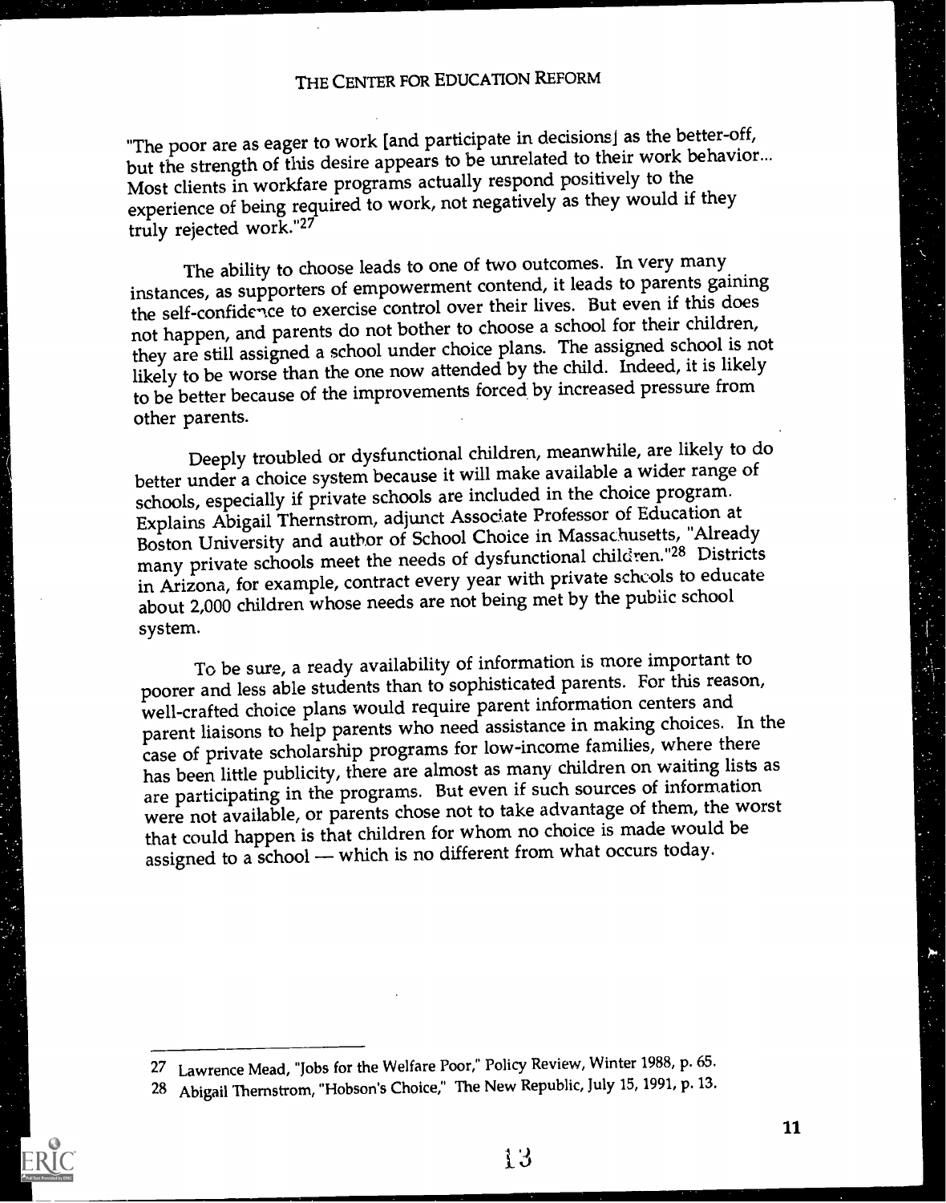"The poor are as eager to work [and participate in decisions] as the better-off, but the strength of this desire appears to be unrelated to their work behavior... Most clients in workfare programs actually respond positively to the experience of being required to work, not negatively as they would if they truly rejected work."[27]

The ability to choose leads to one of two outcomes. In very many instances, as supporters of empowerment contend, it leads to parents gaining the self-confidence to exercise control over their lives. But even if this does not happen, and parents do not bother to choose a school for their children, they are still assigned a school under choice plans. The assigned school is not likely to be worse than the one now attended by the child. Indeed, it is likely to be better because of the improvements forced by increased pressure from other parents.

Deeply troubled or dysfunctional children, meanwhile, are likely to do better under a choice system because it will make available a wider range of schools, especially if private schools are included in the choice program. Explains Abigail Thernstrom, adjunct Associate Professor of Education at Boston University and author of School Choice in Massachusetts, "Already many private schools meet the needs of dysfunctional children."[28] Districts in Arizona, for example, contract every year with private schools to educate about 2,000 children whose needs are not being met by the public school system.

To be sure, a ready availability of information is more important to poorer and less able students than to sophisticated parents. For this reason, well-crafted choice plans would require parent information centers and parent liaisons to help parents who need assistance in making choices. In the case of private scholarship programs for low-income families, where there has been little publicity, there are almost as many children on waiting lists as are participating in the programs. But even if such sources of information were not available, or parents chose not to take advantage of them, the worst that could happen is that children for whom no choice is made would be assigned to a school — which is no different from what occurs today.

---

27 Lawrence Mead, "Jobs for the Welfare Poor," Policy Review, Winter 1988, p. 65.

28 Abigail Thernstrom, "Hobson's Choice," The New Republic, July 15, 1991, p. 13.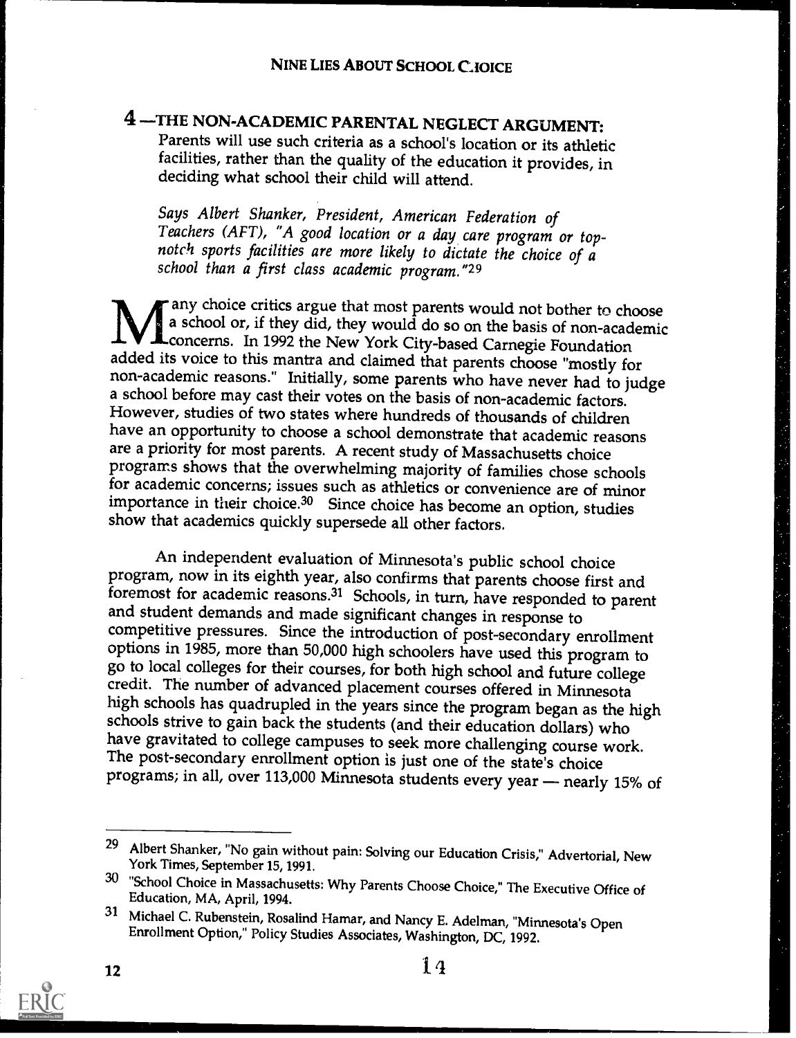## 4 —THE NON-ACADEMIC PARENTAL NEGLECT ARGUMENT:

Parents will use such criteria as a school's location or its athletic facilities, rather than the quality of the education it provides, in deciding what school their child will attend.

*Says Albert Shanker, President, American Federation of Teachers (AFT), "A good location or a day care program or top-notch sports facilities are more likely to dictate the choice of a school than a first class academic program."*[29]

Many choice critics argue that most parents would not bother to choose a school or, if they did, they would do so on the basis of non-academic concerns. In 1992 the New York City-based Carnegie Foundation added its voice to this mantra and claimed that parents choose "mostly for non-academic reasons." Initially, some parents who have never had to judge a school before may cast their votes on the basis of non-academic factors. However, studies of two states where hundreds of thousands of children have an opportunity to choose a school demonstrate that academic reasons are a priority for most parents. A recent study of Massachusetts choice programs shows that the overwhelming majority of families chose schools for academic concerns; issues such as athletics or convenience are of minor importance in their choice.[30] Since choice has become an option, studies show that academics quickly supersede all other factors.

An independent evaluation of Minnesota's public school choice program, now in its eighth year, also confirms that parents choose first and foremost for academic reasons.[31] Schools, in turn, have responded to parent and student demands and made significant changes in response to competitive pressures. Since the introduction of post-secondary enrollment options in 1985, more than 50,000 high schoolers have used this program to go to local colleges for their courses, for both high school and future college credit. The number of advanced placement courses offered in Minnesota high schools has quadrupled in the years since the program began as the high schools strive to gain back the students (and their education dollars) who have gravitated to college campuses to seek more challenging course work. The post-secondary enrollment option is just one of the state's choice programs; in all, over 113,000 Minnesota students every year — nearly 15% of

---

[29] Albert Shanker, "No gain without pain: Solving our Education Crisis," Advertorial, New York Times, September 15, 1991.

[30] "School Choice in Massachusetts: Why Parents Choose Choice," The Executive Office of Education, MA, April, 1994.

[31] Michael C. Rubenstein, Rosalind Hamar, and Nancy E. Adelman, "Minnesota's Open Enrollment Option," Policy Studies Associates, Washington, DC, 1992.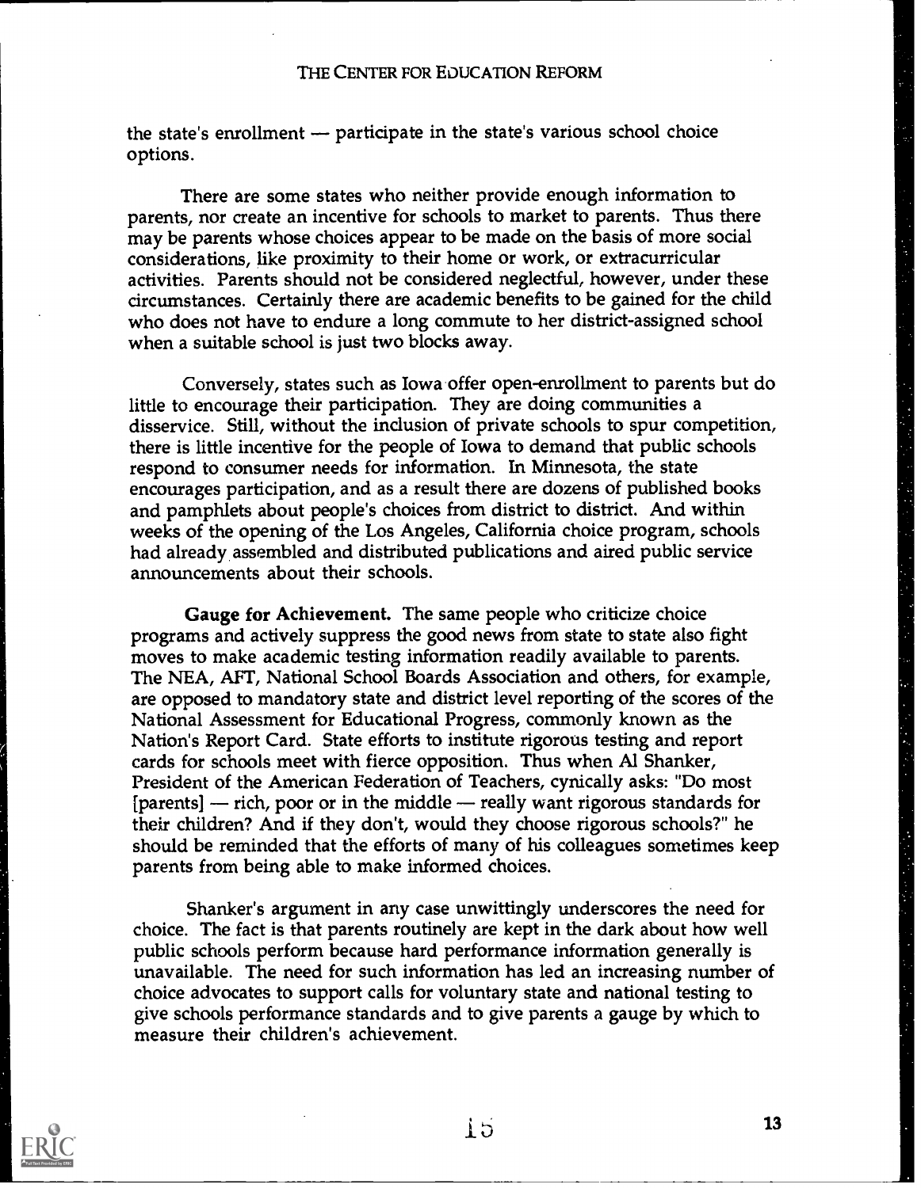the state's enrollment — participate in the state's various school choice options.

There are some states who neither provide enough information to parents, nor create an incentive for schools to market to parents. Thus there may be parents whose choices appear to be made on the basis of more social considerations, like proximity to their home or work, or extracurricular activities. Parents should not be considered neglectful, however, under these circumstances. Certainly there are academic benefits to be gained for the child who does not have to endure a long commute to her district-assigned school when a suitable school is just two blocks away.

Conversely, states such as Iowa offer open-enrollment to parents but do little to encourage their participation. They are doing communities a disservice. Still, without the inclusion of private schools to spur competition, there is little incentive for the people of Iowa to demand that public schools respond to consumer needs for information. In Minnesota, the state encourages participation, and as a result there are dozens of published books and pamphlets about people's choices from district to district. And within weeks of the opening of the Los Angeles, California choice program, schools had already assembled and distributed publications and aired public service announcements about their schools.

**Gauge for Achievement.** The same people who criticize choice programs and actively suppress the good news from state to state also fight moves to make academic testing information readily available to parents. The NEA, AFT, National School Boards Association and others, for example, are opposed to mandatory state and district level reporting of the scores of the National Assessment for Educational Progress, commonly known as the Nation's Report Card. State efforts to institute rigorous testing and report cards for schools meet with fierce opposition. Thus when Al Shanker, President of the American Federation of Teachers, cynically asks: "Do most [parents] — rich, poor or in the middle — really want rigorous standards for their children? And if they don't, would they choose rigorous schools?" he should be reminded that the efforts of many of his colleagues sometimes keep parents from being able to make informed choices.

Shanker's argument in any case unwittingly underscores the need for choice. The fact is that parents routinely are kept in the dark about how well public schools perform because hard performance information generally is unavailable. The need for such information has led an increasing number of choice advocates to support calls for voluntary state and national testing to give schools performance standards and to give parents a gauge by which to measure their children's achievement.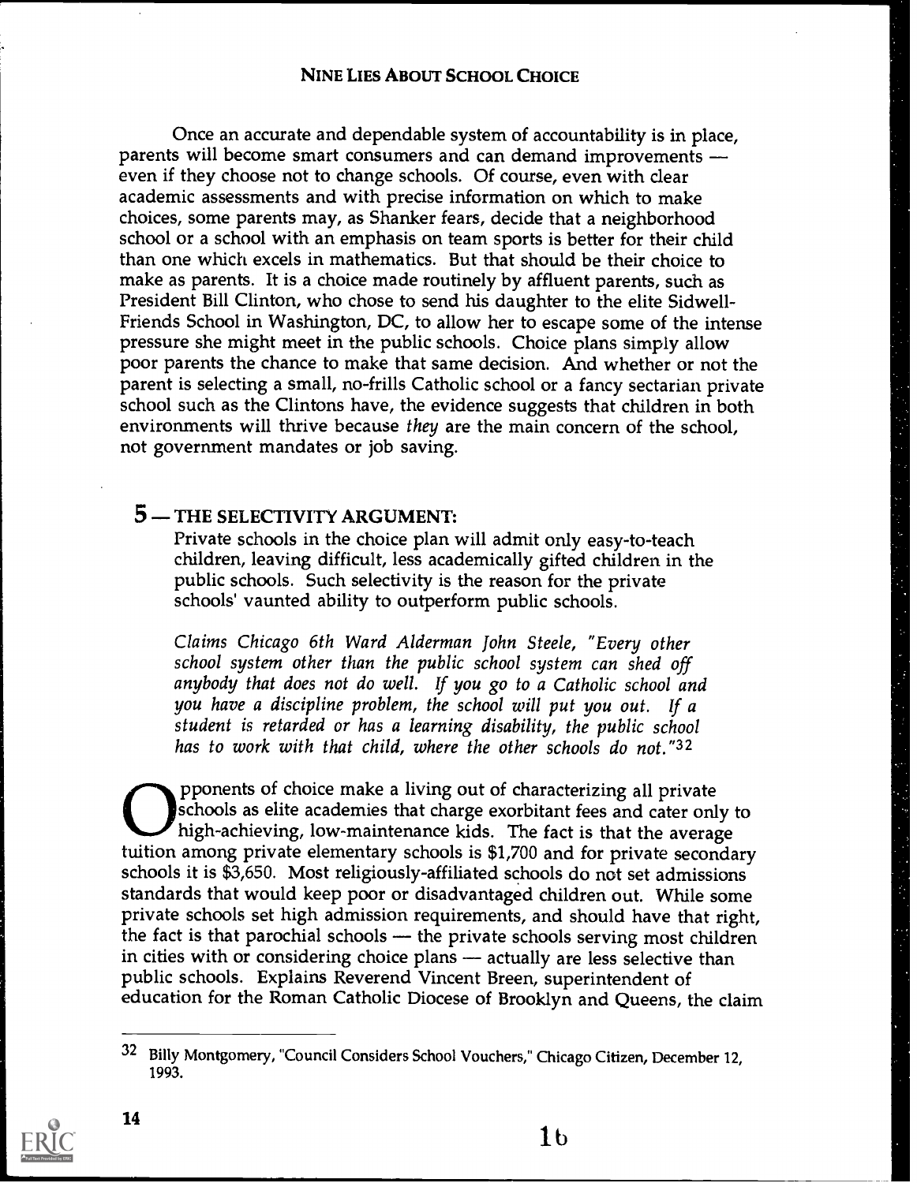Once an accurate and dependable system of accountability is in place, parents will become smart consumers and can demand improvements — even if they choose not to change schools. Of course, even with clear academic assessments and with precise information on which to make choices, some parents may, as Shanker fears, decide that a neighborhood school or a school with an emphasis on team sports is better for their child than one which excels in mathematics. But that should be their choice to make as parents. It is a choice made routinely by affluent parents, such as President Bill Clinton, who chose to send his daughter to the elite Sidwell-Friends School in Washington, DC, to allow her to escape some of the intense pressure she might meet in the public schools. Choice plans simply allow poor parents the chance to make that same decision. And whether or not the parent is selecting a small, no-frills Catholic school or a fancy sectarian private school such as the Clintons have, the evidence suggests that children in both environments will thrive because *they* are the main concern of the school, not government mandates or job saving.

## 5 — THE SELECTIVITY ARGUMENT:

Private schools in the choice plan will admit only easy-to-teach children, leaving difficult, less academically gifted children in the public schools. Such selectivity is the reason for the private schools' vaunted ability to outperform public schools.

*Claims Chicago 6th Ward Alderman John Steele, "Every other school system other than the public school system can shed off anybody that does not do well. If you go to a Catholic school and you have a discipline problem, the school will put you out. If a student is retarded or has a learning disability, the public school has to work with that child, where the other schools do not."*[32]

Opponents of choice make a living out of characterizing all private schools as elite academies that charge exorbitant fees and cater only to high-achieving, low-maintenance kids. The fact is that the average tuition among private elementary schools is $1,700 and for private secondary schools it is $3,650. Most religiously-affiliated schools do not set admissions standards that would keep poor or disadvantaged children out. While some private schools set high admission requirements, and should have that right, the fact is that parochial schools — the private schools serving most children in cities with or considering choice plans — actually are less selective than public schools. Explains Reverend Vincent Breen, superintendent of education for the Roman Catholic Diocese of Brooklyn and Queens, the claim

---

[32] Billy Montgomery, "Council Considers School Vouchers," Chicago Citizen, December 12, 1993.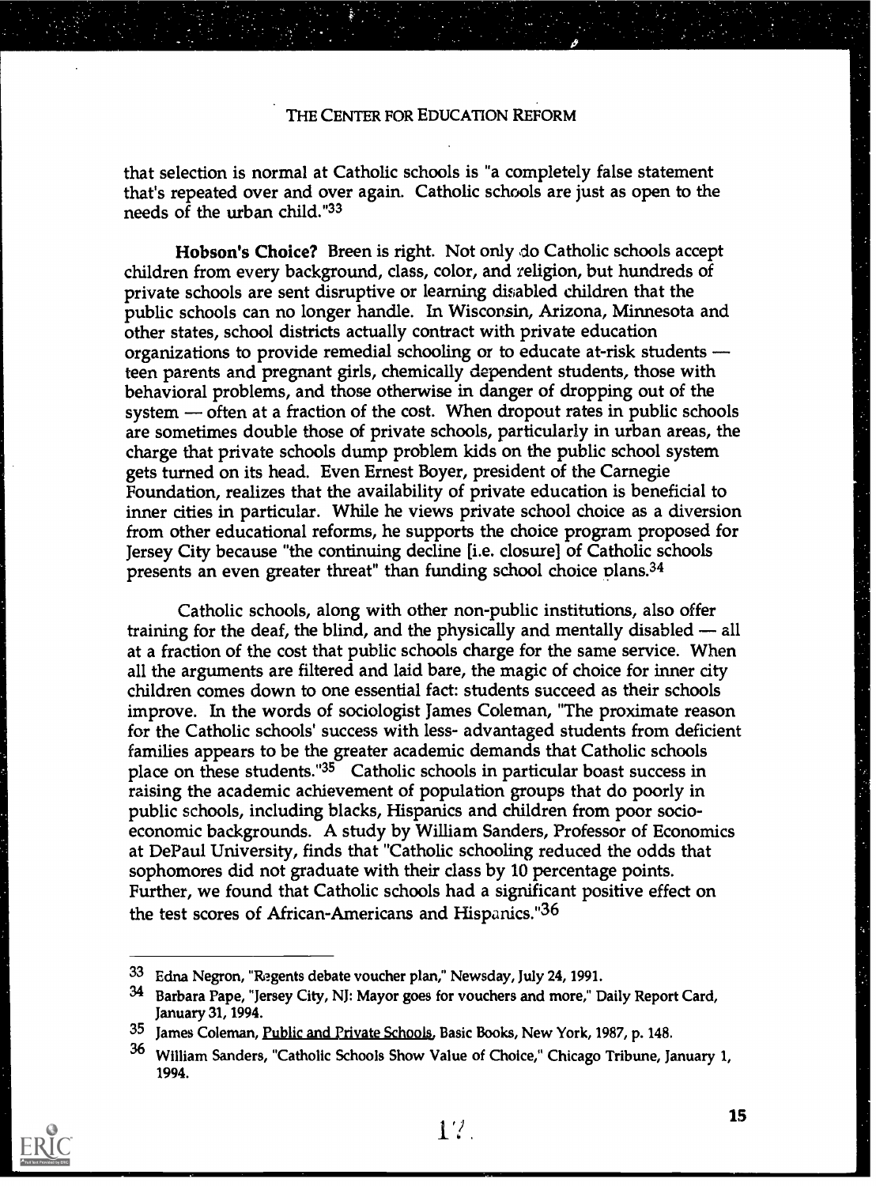that selection is normal at Catholic schools is "a completely false statement that's repeated over and over again. Catholic schools are just as open to the needs of the urban child."[33]

**Hobson's Choice?** Breen is right. Not only do Catholic schools accept children from every background, class, color, and religion, but hundreds of private schools are sent disruptive or learning disabled children that the public schools can no longer handle. In Wisconsin, Arizona, Minnesota and other states, school districts actually contract with private education organizations to provide remedial schooling or to educate at-risk students — teen parents and pregnant girls, chemically dependent students, those with behavioral problems, and those otherwise in danger of dropping out of the system — often at a fraction of the cost. When dropout rates in public schools are sometimes double those of private schools, particularly in urban areas, the charge that private schools dump problem kids on the public school system gets turned on its head. Even Ernest Boyer, president of the Carnegie Foundation, realizes that the availability of private education is beneficial to inner cities in particular. While he views private school choice as a diversion from other educational reforms, he supports the choice program proposed for Jersey City because "the continuing decline [i.e. closure] of Catholic schools presents an even greater threat" than funding school choice plans.[34]

Catholic schools, along with other non-public institutions, also offer training for the deaf, the blind, and the physically and mentally disabled — all at a fraction of the cost that public schools charge for the same service. When all the arguments are filtered and laid bare, the magic of choice for inner city children comes down to one essential fact: students succeed as their schools improve. In the words of sociologist James Coleman, "The proximate reason for the Catholic schools' success with less- advantaged students from deficient families appears to be the greater academic demands that Catholic schools place on these students."[35] Catholic schools in particular boast success in raising the academic achievement of population groups that do poorly in public schools, including blacks, Hispanics and children from poor socio-economic backgrounds. A study by William Sanders, Professor of Economics at DePaul University, finds that "Catholic schooling reduced the odds that sophomores did not graduate with their class by 10 percentage points. Further, we found that Catholic schools had a significant positive effect on the test scores of African-Americans and Hispanics."[36]

---

[33] Edna Negron, "Regents debate voucher plan," Newsday, July 24, 1991.

[34] Barbara Pape, "Jersey City, NJ: Mayor goes for vouchers and more," Daily Report Card, January 31, 1994.

[35] James Coleman, Public and Private Schools, Basic Books, New York, 1987, p. 148.

[36] William Sanders, "Catholic Schools Show Value of Choice," Chicago Tribune, January 1, 1994.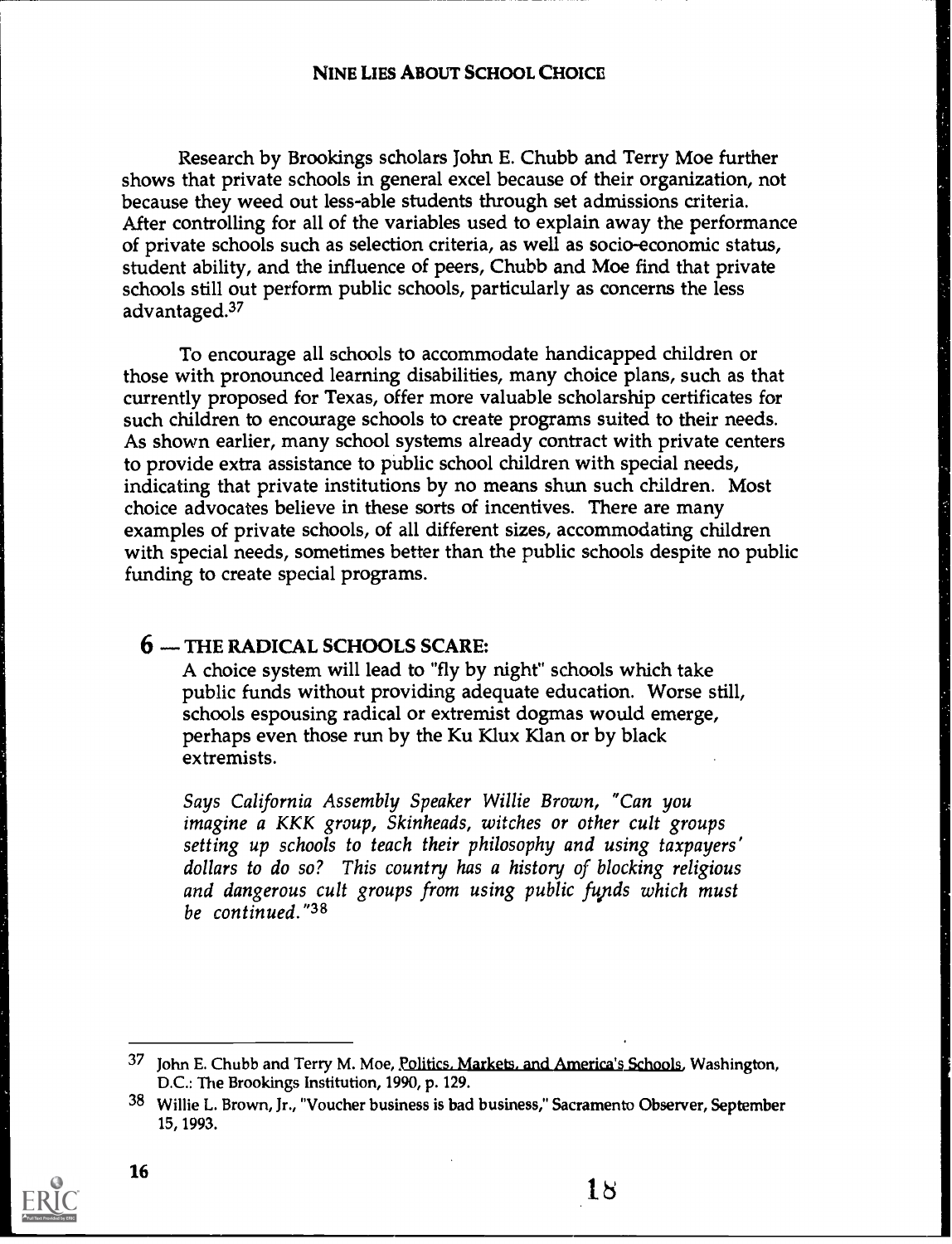Research by Brookings scholars John E. Chubb and Terry Moe further shows that private schools in general excel because of their organization, not because they weed out less-able students through set admissions criteria. After controlling for all of the variables used to explain away the performance of private schools such as selection criteria, as well as socio-economic status, student ability, and the influence of peers, Chubb and Moe find that private schools still out perform public schools, particularly as concerns the less advantaged.[37]

To encourage all schools to accommodate handicapped children or those with pronounced learning disabilities, many choice plans, such as that currently proposed for Texas, offer more valuable scholarship certificates for such children to encourage schools to create programs suited to their needs. As shown earlier, many school systems already contract with private centers to provide extra assistance to public school children with special needs, indicating that private institutions by no means shun such children. Most choice advocates believe in these sorts of incentives. There are many examples of private schools, of all different sizes, accommodating children with special needs, sometimes better than the public schools despite no public funding to create special programs.

## 6 — THE RADICAL SCHOOLS SCARE:

A choice system will lead to "fly by night" schools which take public funds without providing adequate education. Worse still, schools espousing radical or extremist dogmas would emerge, perhaps even those run by the Ku Klux Klan or by black extremists.

*Says California Assembly Speaker Willie Brown, "Can you imagine a KKK group, Skinheads, witches or other cult groups setting up schools to teach their philosophy and using taxpayers' dollars to do so? This country has a history of blocking religious and dangerous cult groups from using public funds which must be continued."*[38]

---

[37] John E. Chubb and Terry M. Moe, Politics, Markets, and America's Schools, Washington, D.C.: The Brookings Institution, 1990, p. 129.

[38] Willie L. Brown, Jr., "Voucher business is bad business," Sacramento Observer, September 15, 1993.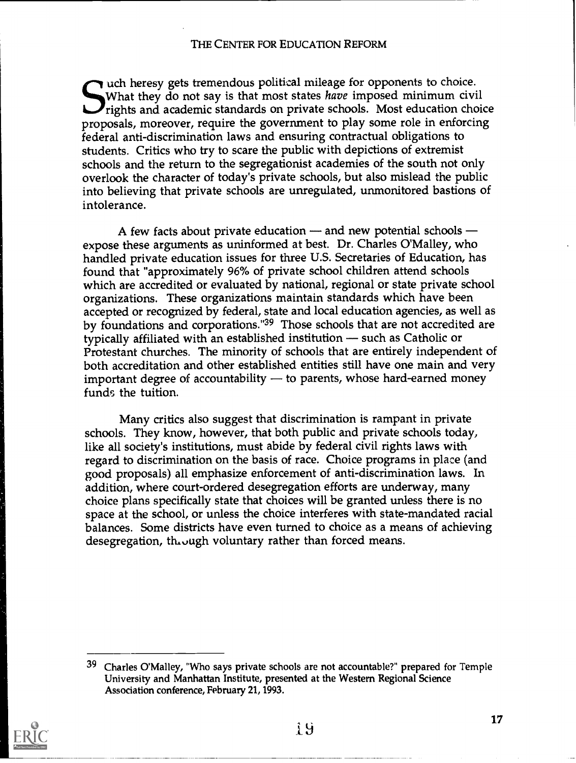Such heresy gets tremendous political mileage for opponents to choice. What they do not say is that most states *have* imposed minimum civil rights and academic standards on private schools. Most education choice proposals, moreover, require the government to play some role in enforcing federal anti-discrimination laws and ensuring contractual obligations to students. Critics who try to scare the public with depictions of extremist schools and the return to the segregationist academies of the south not only overlook the character of today's private schools, but also mislead the public into believing that private schools are unregulated, unmonitored bastions of intolerance.

A few facts about private education — and new potential schools — expose these arguments as uninformed at best. Dr. Charles O'Malley, who handled private education issues for three U.S. Secretaries of Education, has found that "approximately 96% of private school children attend schools which are accredited or evaluated by national, regional or state private school organizations. These organizations maintain standards which have been accepted or recognized by federal, state and local education agencies, as well as by foundations and corporations."[39] Those schools that are not accredited are typically affiliated with an established institution — such as Catholic or Protestant churches. The minority of schools that are entirely independent of both accreditation and other established entities still have one main and very important degree of accountability — to parents, whose hard-earned money funds the tuition.

Many critics also suggest that discrimination is rampant in private schools. They know, however, that both public and private schools today, like all society's institutions, must abide by federal civil rights laws with regard to discrimination on the basis of race. Choice programs in place (and good proposals) all emphasize enforcement of anti-discrimination laws. In addition, where court-ordered desegregation efforts are underway, many choice plans specifically state that choices will be granted unless there is no space at the school, or unless the choice interferes with state-mandated racial balances. Some districts have even turned to choice as a means of achieving desegregation, through voluntary rather than forced means.

---

[39] Charles O'Malley, "Who says private schools are not accountable?" prepared for Temple University and Manhattan Institute, presented at the Western Regional Science Association conference, February 21, 1993.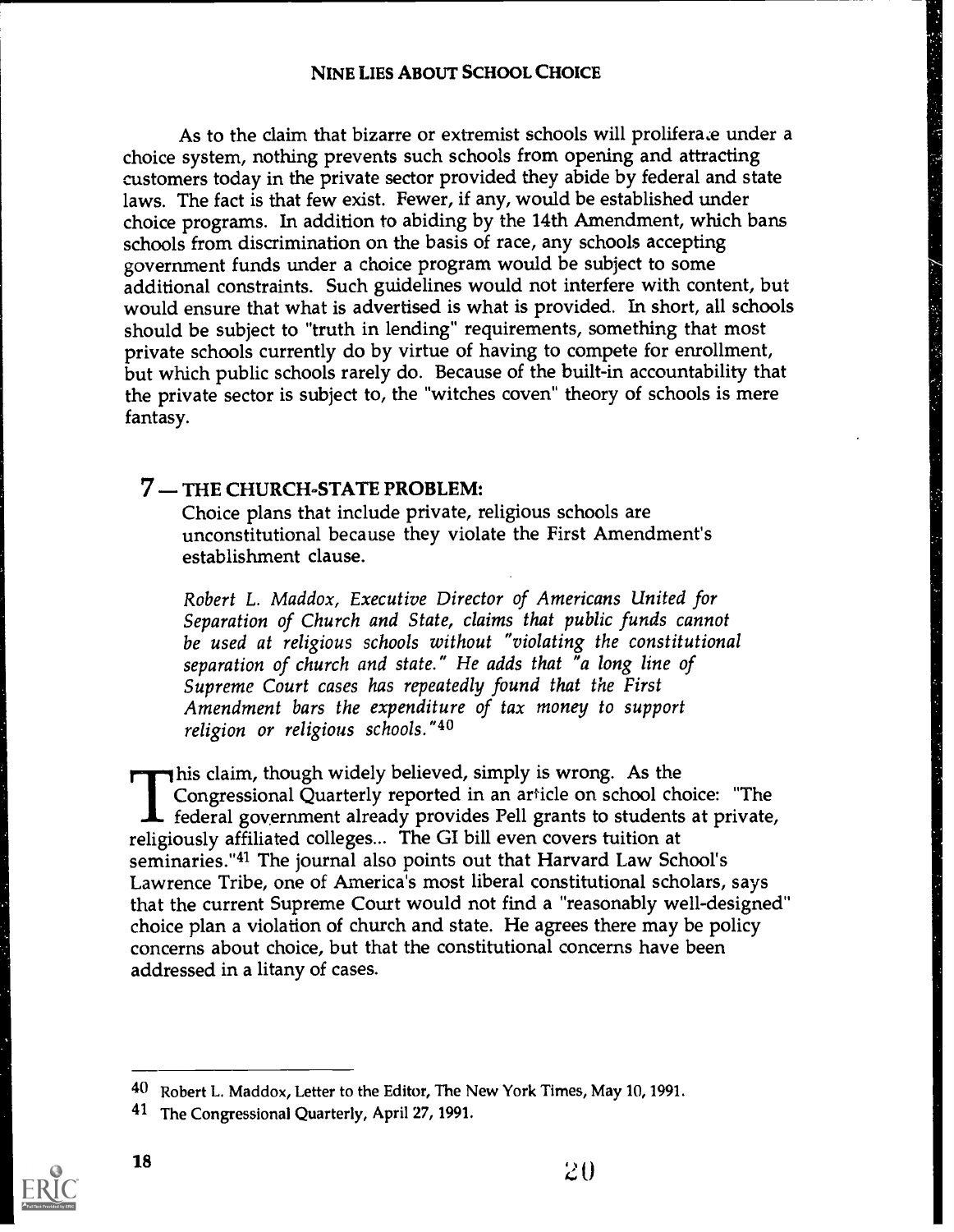As to the claim that bizarre or extremist schools will proliferate under a choice system, nothing prevents such schools from opening and attracting customers today in the private sector provided they abide by federal and state laws. The fact is that few exist. Fewer, if any, would be established under choice programs. In addition to abiding by the 14th Amendment, which bans schools from discrimination on the basis of race, any schools accepting government funds under a choice program would be subject to some additional constraints. Such guidelines would not interfere with content, but would ensure that what is advertised is what is provided. In short, all schools should be subject to "truth in lending" requirements, something that most private schools currently do by virtue of having to compete for enrollment, but which public schools rarely do. Because of the built-in accountability that the private sector is subject to, the "witches coven" theory of schools is mere fantasy.

## 7 — THE CHURCH-STATE PROBLEM:

Choice plans that include private, religious schools are unconstitutional because they violate the First Amendment's establishment clause.

*Robert L. Maddox, Executive Director of Americans United for Separation of Church and State, claims that public funds cannot be used at religious schools without "violating the constitutional separation of church and state." He adds that "a long line of Supreme Court cases has repeatedly found that the First Amendment bars the expenditure of tax money to support religion or religious schools."*[40]

This claim, though widely believed, simply is wrong. As the Congressional Quarterly reported in an article on school choice: "The federal government already provides Pell grants to students at private, religiously affiliated colleges... The GI bill even covers tuition at seminaries."[41] The journal also points out that Harvard Law School's Lawrence Tribe, one of America's most liberal constitutional scholars, says that the current Supreme Court would not find a "reasonably well-designed" choice plan a violation of church and state. He agrees there may be policy concerns about choice, but that the constitutional concerns have been addressed in a litany of cases.

---

[40] Robert L. Maddox, Letter to the Editor, The New York Times, May 10, 1991.

[41] The Congressional Quarterly, April 27, 1991.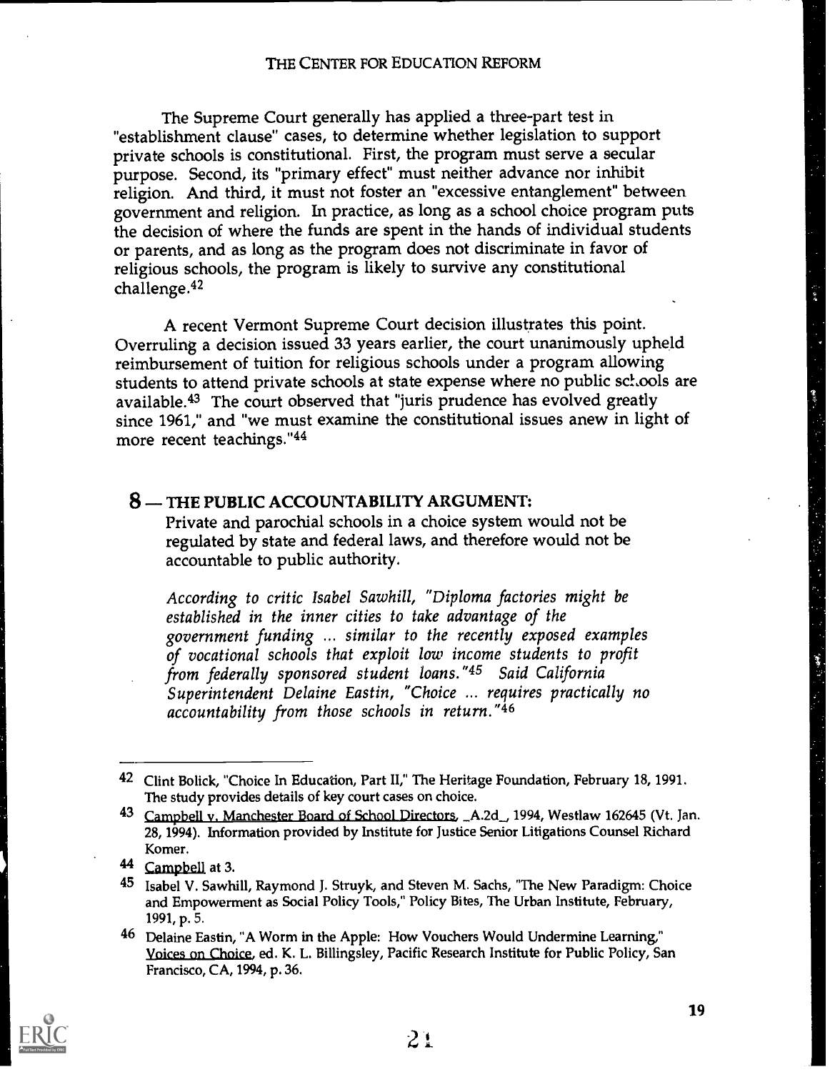The Supreme Court generally has applied a three-part test in "establishment clause" cases, to determine whether legislation to support private schools is constitutional. First, the program must serve a secular purpose. Second, its "primary effect" must neither advance nor inhibit religion. And third, it must not foster an "excessive entanglement" between government and religion. In practice, as long as a school choice program puts the decision of where the funds are spent in the hands of individual students or parents, and as long as the program does not discriminate in favor of religious schools, the program is likely to survive any constitutional challenge.[42]

A recent Vermont Supreme Court decision illustrates this point. Overruling a decision issued 33 years earlier, the court unanimously upheld reimbursement of tuition for religious schools under a program allowing students to attend private schools at state expense where no public schools are available.[43] The court observed that "juris prudence has evolved greatly since 1961," and "we must examine the constitutional issues anew in light of more recent teachings."[44]

## 8 — THE PUBLIC ACCOUNTABILITY ARGUMENT:

Private and parochial schools in a choice system would not be regulated by state and federal laws, and therefore would not be accountable to public authority.

*According to critic Isabel Sawhill, "Diploma factories might be established in the inner cities to take advantage of the government funding ... similar to the recently exposed examples of vocational schools that exploit low income students to profit from federally sponsored student loans."[45] Said California Superintendent Delaine Eastin, "Choice ... requires practically no accountability from those schools in return."[46]*

---

42 Clint Bolick, "Choice In Education, Part II," The Heritage Foundation, February 18, 1991. The study provides details of key court cases on choice.

43 Campbell v. Manchester Board of School Directors, _A.2d_, 1994, Westlaw 162645 (Vt. Jan. 28, 1994). Information provided by Institute for Justice Senior Litigations Counsel Richard Komer.

44 Campbell at 3.

45 Isabel V. Sawhill, Raymond J. Struyk, and Steven M. Sachs, "The New Paradigm: Choice and Empowerment as Social Policy Tools," Policy Bites, The Urban Institute, February, 1991, p. 5.

46 Delaine Eastin, "A Worm in the Apple: How Vouchers Would Undermine Learning," Voices on Choice, ed. K. L. Billingsley, Pacific Research Institute for Public Policy, San Francisco, CA, 1994, p. 36.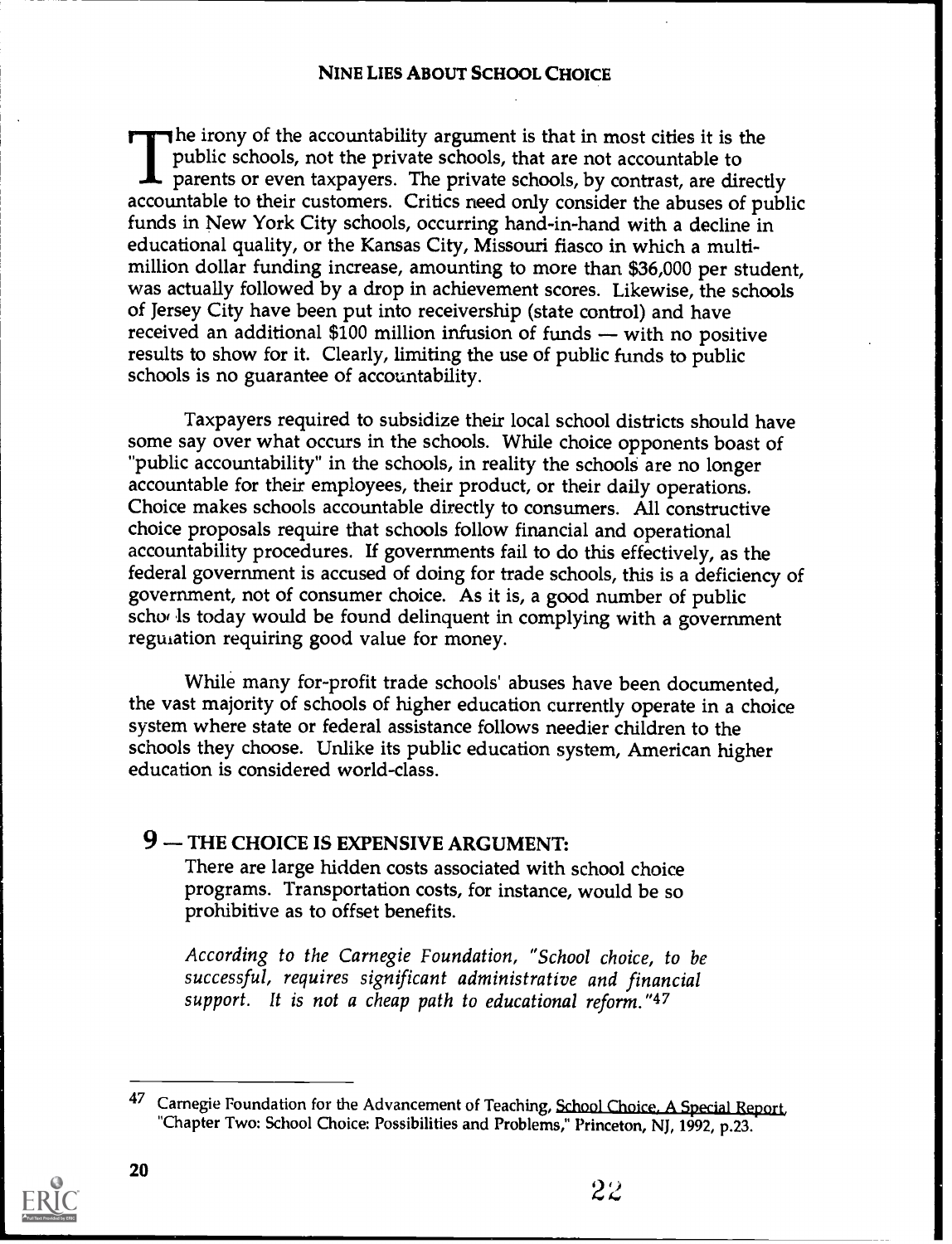The irony of the accountability argument is that in most cities it is the public schools, not the private schools, that are not accountable to parents or even taxpayers. The private schools, by contrast, are directly accountable to their customers. Critics need only consider the abuses of public funds in New York City schools, occurring hand-in-hand with a decline in educational quality, or the Kansas City, Missouri fiasco in which a multi-million dollar funding increase, amounting to more than $36,000 per student, was actually followed by a drop in achievement scores. Likewise, the schools of Jersey City have been put into receivership (state control) and have received an additional $100 million infusion of funds — with no positive results to show for it. Clearly, limiting the use of public funds to public schools is no guarantee of accountability.

Taxpayers required to subsidize their local school districts should have some say over what occurs in the schools. While choice opponents boast of "public accountability" in the schools, in reality the schools are no longer accountable for their employees, their product, or their daily operations. Choice makes schools accountable directly to consumers. All constructive choice proposals require that schools follow financial and operational accountability procedures. If governments fail to do this effectively, as the federal government is accused of doing for trade schools, this is a deficiency of government, not of consumer choice. As it is, a good number of public schools today would be found delinquent in complying with a government regulation requiring good value for money.

While many for-profit trade schools' abuses have been documented, the vast majority of schools of higher education currently operate in a choice system where state or federal assistance follows needier children to the schools they choose. Unlike its public education system, American higher education is considered world-class.

## 9 — THE CHOICE IS EXPENSIVE ARGUMENT:

There are large hidden costs associated with school choice programs. Transportation costs, for instance, would be so prohibitive as to offset benefits.

*According to the Carnegie Foundation, "School choice, to be successful, requires significant administrative and financial support. It is not a cheap path to educational reform."*[47]

---

[47] Carnegie Foundation for the Advancement of Teaching, School Choice, A Special Report, "Chapter Two: School Choice: Possibilities and Problems," Princeton, NJ, 1992, p.23.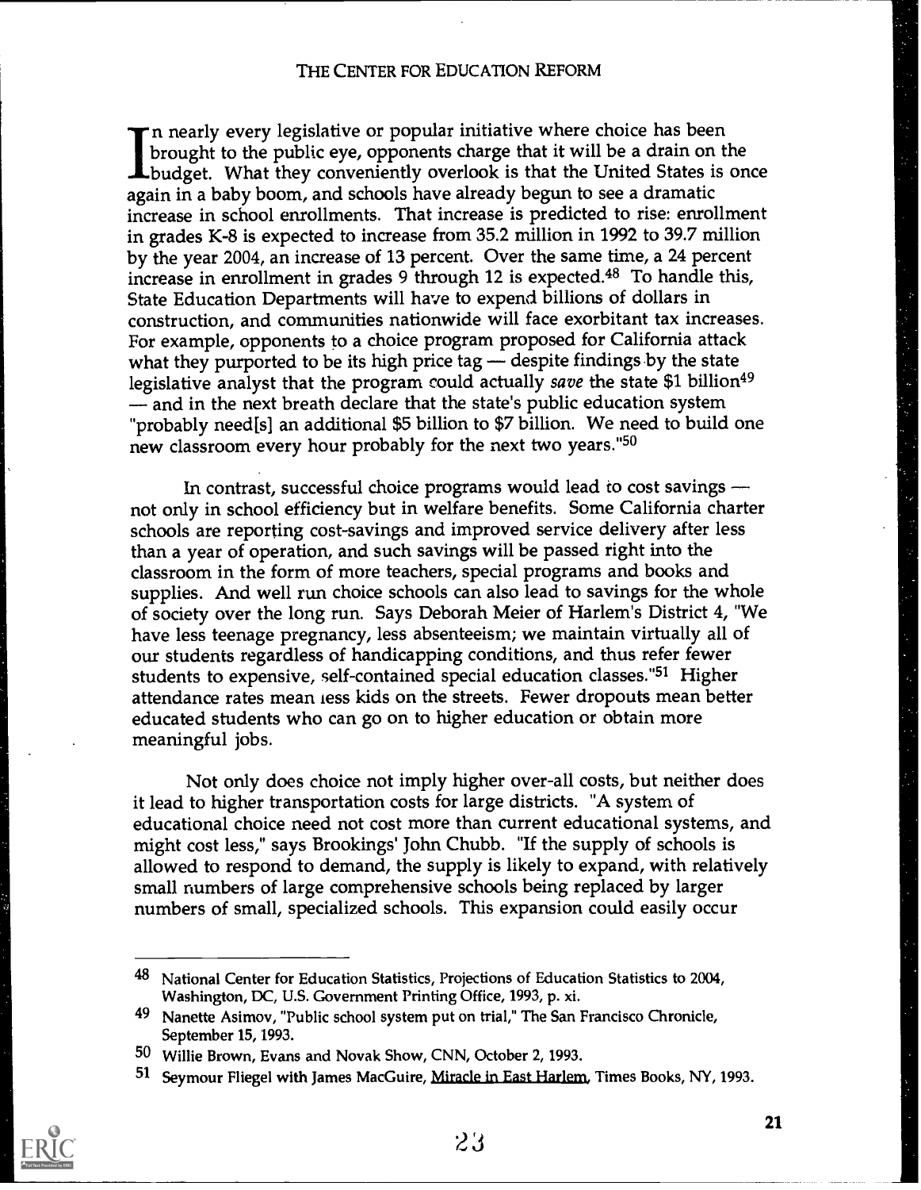In nearly every legislative or popular initiative where choice has been brought to the public eye, opponents charge that it will be a drain on the budget. What they conveniently overlook is that the United States is once again in a baby boom, and schools have already begun to see a dramatic increase in school enrollments. That increase is predicted to rise: enrollment in grades K-8 is expected to increase from 35.2 million in 1992 to 39.7 million by the year 2004, an increase of 13 percent. Over the same time, a 24 percent increase in enrollment in grades 9 through 12 is expected.[48] To handle this, State Education Departments will have to expend billions of dollars in construction, and communities nationwide will face exorbitant tax increases. For example, opponents to a choice program proposed for California attack what they purported to be its high price tag — despite findings by the state legislative analyst that the program could actually *save* the state $1 billion[49] — and in the next breath declare that the state's public education system "probably need[s] an additional $5 billion to $7 billion. We need to build one new classroom every hour probably for the next two years."[50]

In contrast, successful choice programs would lead to cost savings — not only in school efficiency but in welfare benefits. Some California charter schools are reporting cost-savings and improved service delivery after less than a year of operation, and such savings will be passed right into the classroom in the form of more teachers, special programs and books and supplies. And well run choice schools can also lead to savings for the whole of society over the long run. Says Deborah Meier of Harlem's District 4, "We have less teenage pregnancy, less absenteeism; we maintain virtually all of our students regardless of handicapping conditions, and thus refer fewer students to expensive, self-contained special education classes."[51] Higher attendance rates mean less kids on the streets. Fewer dropouts mean better educated students who can go on to higher education or obtain more meaningful jobs.

Not only does choice not imply higher over-all costs, but neither does it lead to higher transportation costs for large districts. "A system of educational choice need not cost more than current educational systems, and might cost less," says Brookings' John Chubb. "If the supply of schools is allowed to respond to demand, the supply is likely to expand, with relatively small numbers of large comprehensive schools being replaced by larger numbers of small, specialized schools. This expansion could easily occur

---

[48] National Center for Education Statistics, Projections of Education Statistics to 2004, Washington, DC, U.S. Government Printing Office, 1993, p. xi.

[49] Nanette Asimov, "Public school system put on trial," The San Francisco Chronicle, September 15, 1993.

[50] Willie Brown, Evans and Novak Show, CNN, October 2, 1993.

[51] Seymour Fliegel with James MacGuire, Miracle in East Harlem, Times Books, NY, 1993.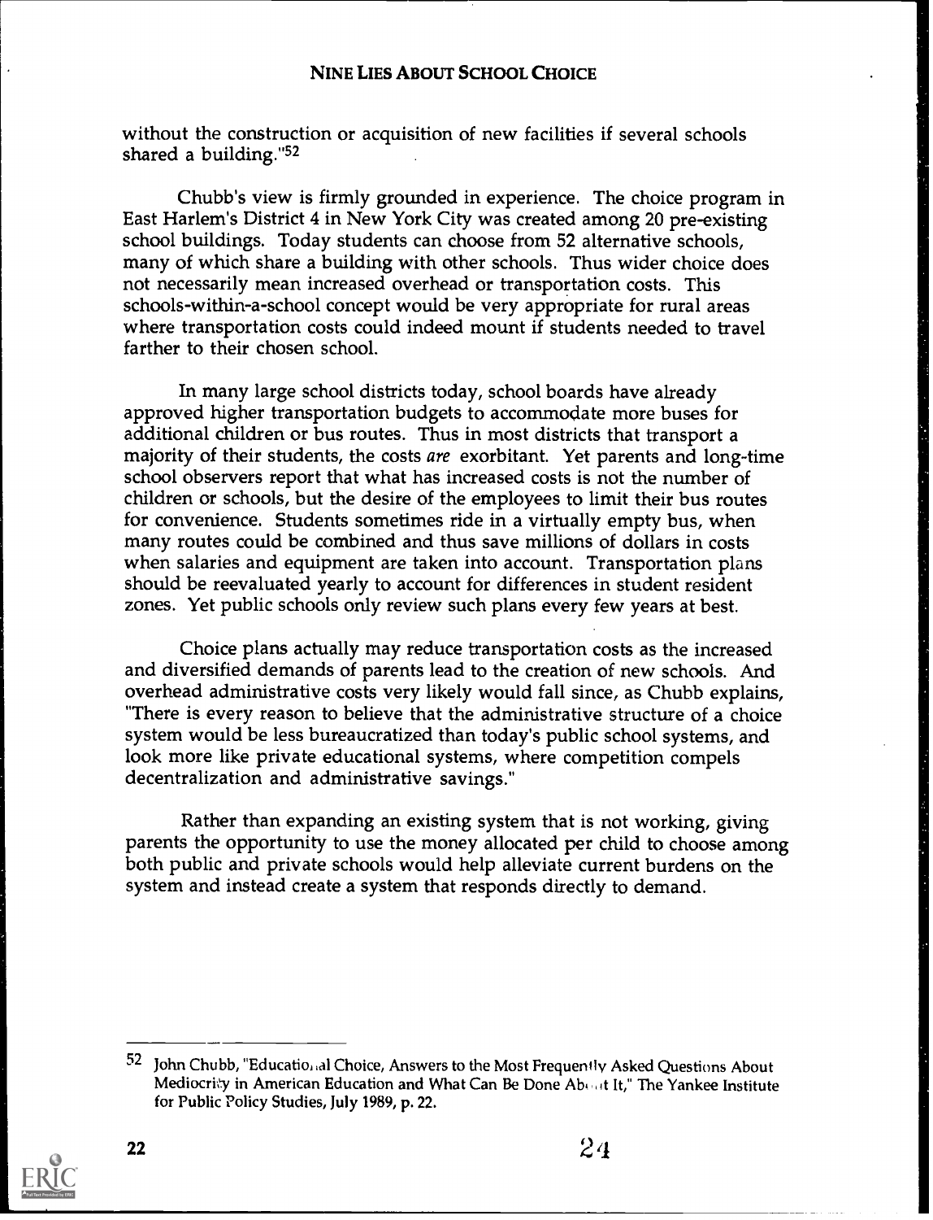without the construction or acquisition of new facilities if several schools shared a building."[52]

Chubb's view is firmly grounded in experience. The choice program in East Harlem's District 4 in New York City was created among 20 pre-existing school buildings. Today students can choose from 52 alternative schools, many of which share a building with other schools. Thus wider choice does not necessarily mean increased overhead or transportation costs. This schools-within-a-school concept would be very appropriate for rural areas where transportation costs could indeed mount if students needed to travel farther to their chosen school.

In many large school districts today, school boards have already approved higher transportation budgets to accommodate more buses for additional children or bus routes. Thus in most districts that transport a majority of their students, the costs *are* exorbitant. Yet parents and long-time school observers report that what has increased costs is not the number of children or schools, but the desire of the employees to limit their bus routes for convenience. Students sometimes ride in a virtually empty bus, when many routes could be combined and thus save millions of dollars in costs when salaries and equipment are taken into account. Transportation plans should be reevaluated yearly to account for differences in student resident zones. Yet public schools only review such plans every few years at best.

Choice plans actually may reduce transportation costs as the increased and diversified demands of parents lead to the creation of new schools. And overhead administrative costs very likely would fall since, as Chubb explains, "There is every reason to believe that the administrative structure of a choice system would be less bureaucratized than today's public school systems, and look more like private educational systems, where competition compels decentralization and administrative savings."

Rather than expanding an existing system that is not working, giving parents the opportunity to use the money allocated per child to choose among both public and private schools would help alleviate current burdens on the system and instead create a system that responds directly to demand.

---

[52] John Chubb, "Educational Choice, Answers to the Most Frequently Asked Questions About Mediocrity in American Education and What Can Be Done About It," The Yankee Institute for Public Policy Studies, July 1989, p. 22.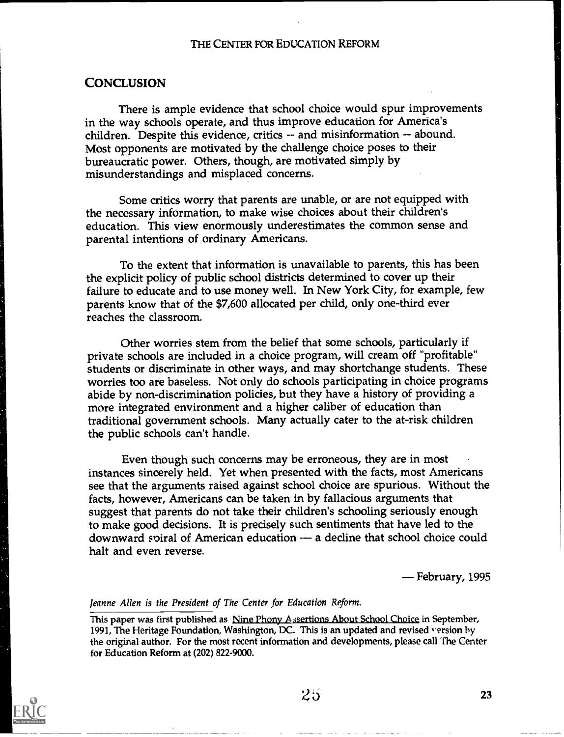## CONCLUSION

There is ample evidence that school choice would spur improvements in the way schools operate, and thus improve education for America's children. Despite this evidence, critics -- and misinformation -- abound. Most opponents are motivated by the challenge choice poses to their bureaucratic power. Others, though, are motivated simply by misunderstandings and misplaced concerns.

Some critics worry that parents are unable, or are not equipped with the necessary information, to make wise choices about their children's education. This view enormously underestimates the common sense and parental intentions of ordinary Americans.

To the extent that information is unavailable to parents, this has been the explicit policy of public school districts determined to cover up their failure to educate and to use money well. In New York City, for example, few parents know that of the $7,600 allocated per child, only one-third ever reaches the classroom.

Other worries stem from the belief that some schools, particularly if private schools are included in a choice program, will cream off "profitable" students or discriminate in other ways, and may shortchange students. These worries too are baseless. Not only do schools participating in choice programs abide by non-discrimination policies, but they have a history of providing a more integrated environment and a higher caliber of education than traditional government schools. Many actually cater to the at-risk children the public schools can't handle.

Even though such concerns may be erroneous, they are in most instances sincerely held. Yet when presented with the facts, most Americans see that the arguments raised against school choice are spurious. Without the facts, however, Americans can be taken in by fallacious arguments that suggest that parents do not take their children's schooling seriously enough to make good decisions. It is precisely such sentiments that have led to the downward spiral of American education — a decline that school choice could halt and even reverse.

— February, 1995

*Jeanne Allen is the President of The Center for Education Reform.*

This paper was first published as Nine Phony Assertions About School Choice in September, 1991, The Heritage Foundation, Washington, DC. This is an updated and revised version by the original author. For the most recent information and developments, please call The Center for Education Reform at (202) 822-9000.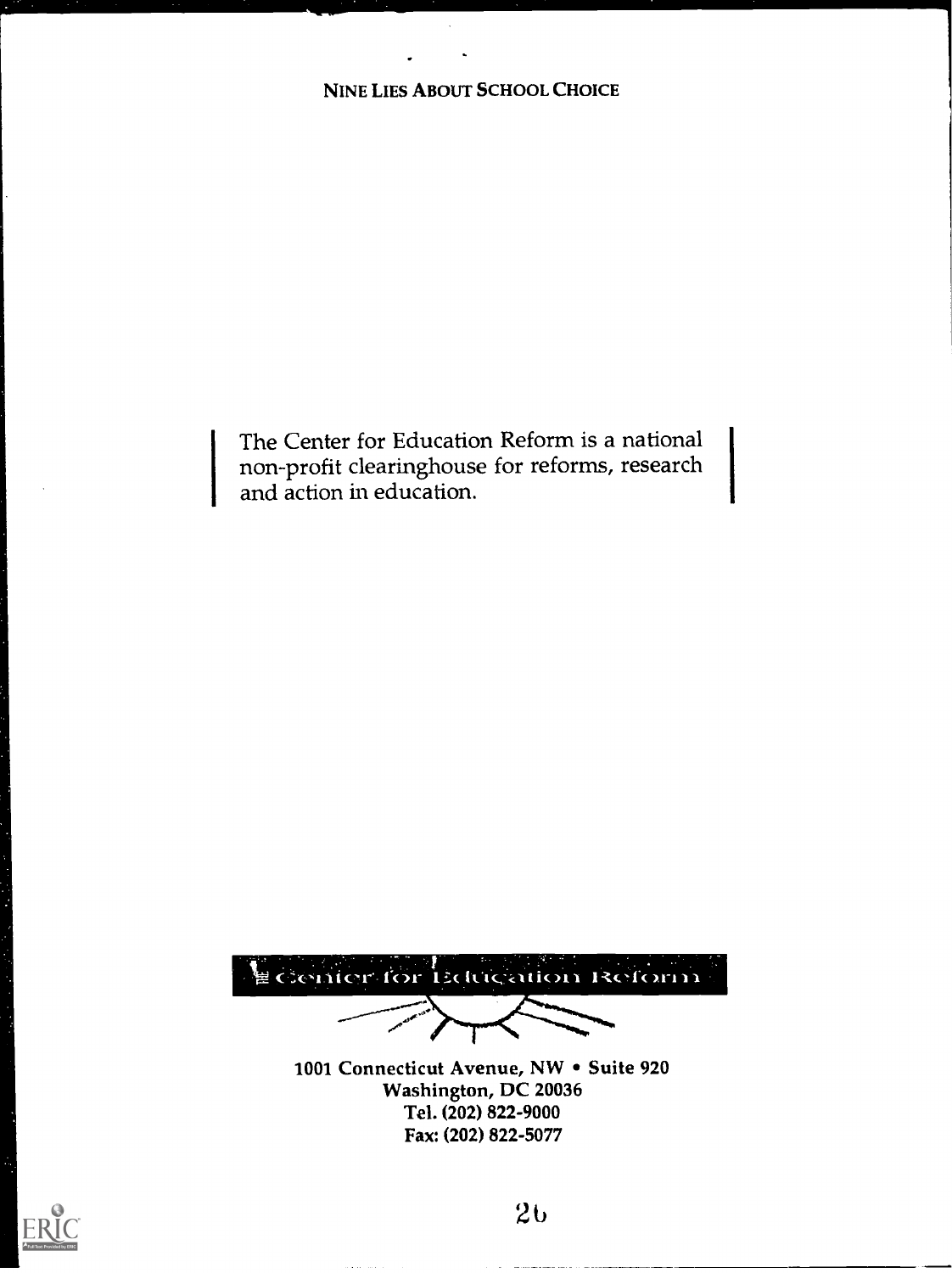The Center for Education Reform is a national non-profit clearinghouse for reforms, research and action in education.

Center for Education Reform

1001 Connecticut Avenue, NW • Suite 920
Washington, DC 20036
Tel. (202) 822-9000
Fax: (202) 822-5077